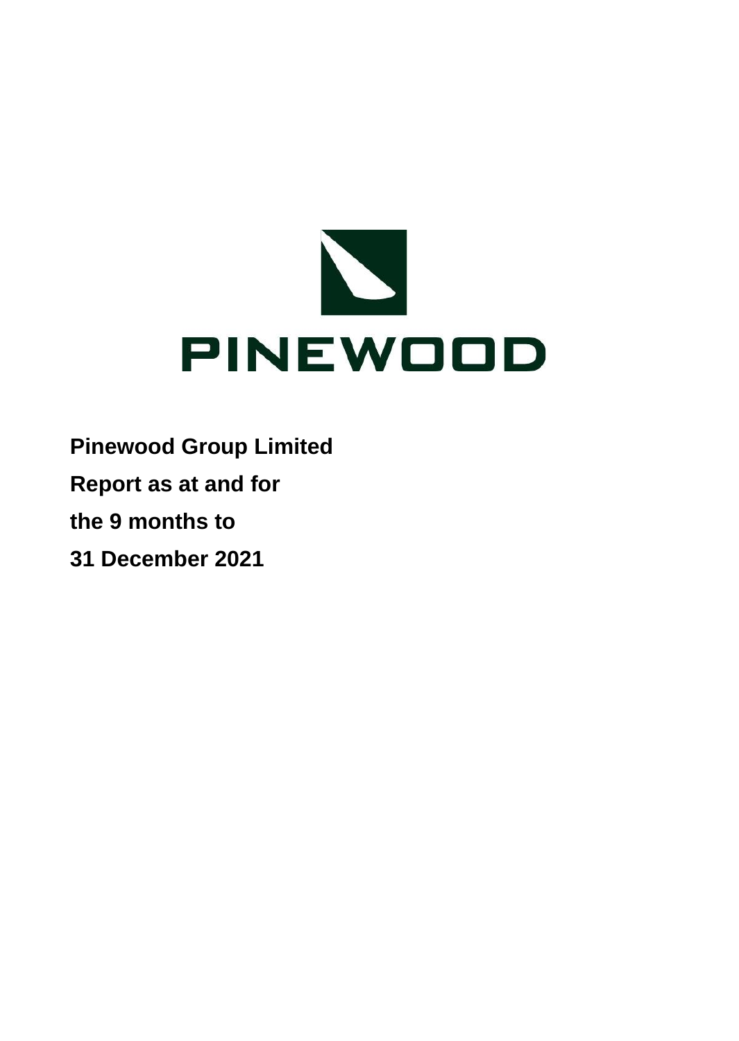PINEWOOD

**Pinewood Group Limited**

**Report as at and for**

**the 9 months to**

**31 December 2021**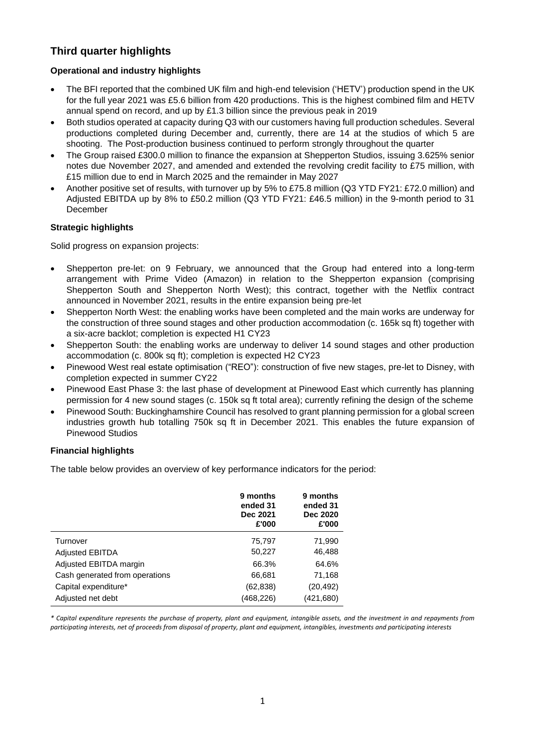## Third quarter highlights

### Operational and industry highlights

- The BFI reported that the combined UK film and high-end television ('HETV') production spend in the UK for the full year 2021 was £5.6 billion from 420 productions. This is the highest combined film and HETV annual spend on record, and up by £1.3 billion since the previous peak in 2019
- Both studios operated at capacity during Q3 with our customers having full production schedules. Several productions completed during December and, currently, there are 14 at the studios of which 5 are shooting. The Post-production business continued to perform strongly throughout the quarter
- The Group raised £300.0 million to finance the expansion at Shepperton Studios, issuing 3.625% senior notes due November 2027, and amended and extended the revolving credit facility to £75 million, with £15 million due to end in March 2025 and the remainder in May 2027
- Another positive set of results, with turnover up by 5% to £75.8 million (Q3 YTD FY21: £72.0 million) and Adjusted EBITDA up by 8% to £50.2 million (Q3 YTD FY21: £46.5 million) in the 9-month period to 31 December

### Strategic highlights

Solid progress on expansion projects:

- Shepperton pre-let: on 9 February, we announced that the Group had entered into a long-term arrangement with Prime Video (Amazon) in relation to the Shepperton expansion (comprising Shepperton South and Shepperton North West); this contract, together with the Netflix contract announced in November 2021, results in the entire expansion being pre-let
- Shepperton North West: the enabling works have been completed and the main works are underway for the construction of three sound stages and other production accommodation (c. 165k sq ft) together with a six-acre backlot; completion is expected H1 CY23
- Shepperton South: the enabling works are underway to deliver 14 sound stages and other production accommodation (c. 800k sq ft); completion is expected H2 CY23
- Pinewood West real estate optimisation ("REO"): construction of five new stages, pre-let to Disney, with completion expected in summer CY22
- Pinewood East Phase 3: the last phase of development at Pinewood East which currently has planning permission for 4 new sound stages (c. 150k sq ft total area); currently refining the design of the scheme
- Pinewood South: Buckinghamshire Council has resolved to grant planning permission for a global screen industries growth hub totalling 750k sq ft in December 2021. This enables the future expansion of Pinewood Studios

### Financial highlights

The table below provides an overview of key performance indicators for the period:

| | 9 months ended 31 Dec 2021 £'000 | 9 months ended 31 Dec 2020 £'000 |
|---|---|---|
| Turnover | 75,797 | 71,990 |
| Adjusted EBITDA | 50,227 | 46,488 |
| Adjusted EBITDA margin | 66.3% | 64.6% |
| Cash generated from operations | 66,681 | 71,168 |
| Capital expenditure* | (62,838) | (20,492) |
| Adjusted net debt | (468,226) | (421,680) |

*\* Capital expenditure represents the purchase of property, plant and equipment, intangible assets, and the investment in and repayments from participating interests, net of proceeds from disposal of property, plant and equipment, intangibles, investments and participating interests*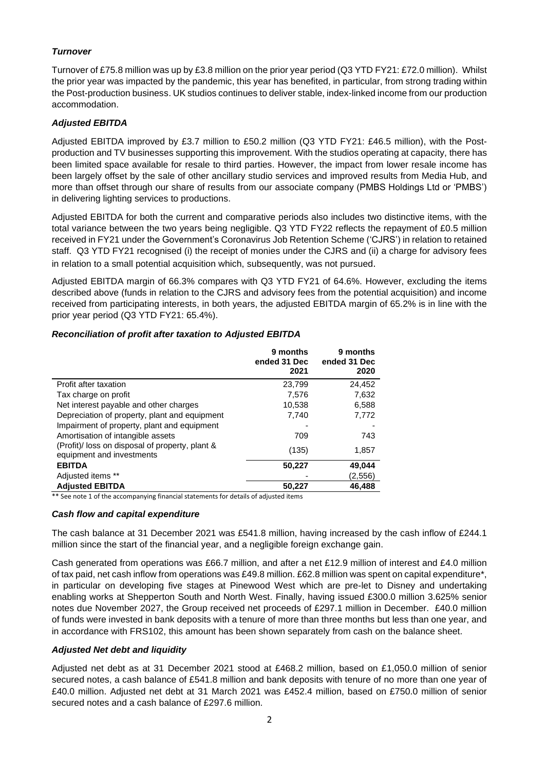### *Turnover*

Turnover of £75.8 million was up by £3.8 million on the prior year period (Q3 YTD FY21: £72.0 million). Whilst the prior year was impacted by the pandemic, this year has benefited, in particular, from strong trading within the Post-production business. UK studios continues to deliver stable, index-linked income from our production accommodation.

### *Adjusted EBITDA*

Adjusted EBITDA improved by £3.7 million to £50.2 million (Q3 YTD FY21: £46.5 million), with the Post-production and TV businesses supporting this improvement. With the studios operating at capacity, there has been limited space available for resale to third parties. However, the impact from lower resale income has been largely offset by the sale of other ancillary studio services and improved results from Media Hub, and more than offset through our share of results from our associate company (PMBS Holdings Ltd or 'PMBS') in delivering lighting services to productions.

Adjusted EBITDA for both the current and comparative periods also includes two distinctive items, with the total variance between the two years being negligible. Q3 YTD FY22 reflects the repayment of £0.5 million received in FY21 under the Government's Coronavirus Job Retention Scheme ('CJRS') in relation to retained staff. Q3 YTD FY21 recognised (i) the receipt of monies under the CJRS and (ii) a charge for advisory fees in relation to a small potential acquisition which, subsequently, was not pursued.

Adjusted EBITDA margin of 66.3% compares with Q3 YTD FY21 of 64.6%. However, excluding the items described above (funds in relation to the CJRS and advisory fees from the potential acquisition) and income received from participating interests, in both years, the adjusted EBITDA margin of 65.2% is in line with the prior year period (Q3 YTD FY21: 65.4%).

### *Reconciliation of profit after taxation to Adjusted EBITDA*

| | 9 months ended 31 Dec 2021 | 9 months ended 31 Dec 2020 |
|---|---|---|
| Profit after taxation | 23,799 | 24,452 |
| Tax charge on profit | 7,576 | 7,632 |
| Net interest payable and other charges | 10,538 | 6,588 |
| Depreciation of property, plant and equipment | 7,740 | 7,772 |
| Impairment of property, plant and equipment | - | - |
| Amortisation of intangible assets | 709 | 743 |
| (Profit)/ loss on disposal of property, plant & equipment and investments | (135) | 1,857 |
| **EBITDA** | **50,227** | **49,044** |
| Adjusted items ** | - | (2,556) |
| **Adjusted EBITDA** | **50,227** | **46,488** |

** See note 1 of the accompanying financial statements for details of adjusted items

### *Cash flow and capital expenditure*

The cash balance at 31 December 2021 was £541.8 million, having increased by the cash inflow of £244.1 million since the start of the financial year, and a negligible foreign exchange gain.

Cash generated from operations was £66.7 million, and after a net £12.9 million of interest and £4.0 million of tax paid, net cash inflow from operations was £49.8 million. £62.8 million was spent on capital expenditure*, in particular on developing five stages at Pinewood West which are pre-let to Disney and undertaking enabling works at Shepperton South and North West. Finally, having issued £300.0 million 3.625% senior notes due November 2027, the Group received net proceeds of £297.1 million in December. £40.0 million of funds were invested in bank deposits with a tenure of more than three months but less than one year, and in accordance with FRS102, this amount has been shown separately from cash on the balance sheet.

### *Adjusted Net debt and liquidity*

Adjusted net debt as at 31 December 2021 stood at £468.2 million, based on £1,050.0 million of senior secured notes, a cash balance of £541.8 million and bank deposits with tenure of no more than one year of £40.0 million. Adjusted net debt at 31 March 2021 was £452.4 million, based on £750.0 million of senior secured notes and a cash balance of £297.6 million.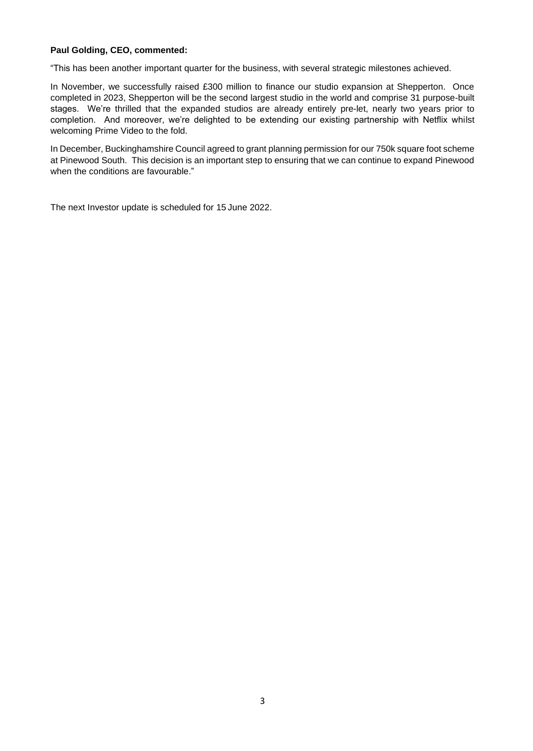**Paul Golding, CEO, commented:**

"This has been another important quarter for the business, with several strategic milestones achieved.

In November, we successfully raised £300 million to finance our studio expansion at Shepperton. Once completed in 2023, Shepperton will be the second largest studio in the world and comprise 31 purpose-built stages. We're thrilled that the expanded studios are already entirely pre-let, nearly two years prior to completion. And moreover, we're delighted to be extending our existing partnership with Netflix whilst welcoming Prime Video to the fold.

In December, Buckinghamshire Council agreed to grant planning permission for our 750k square foot scheme at Pinewood South. This decision is an important step to ensuring that we can continue to expand Pinewood when the conditions are favourable."

The next Investor update is scheduled for 15 June 2022.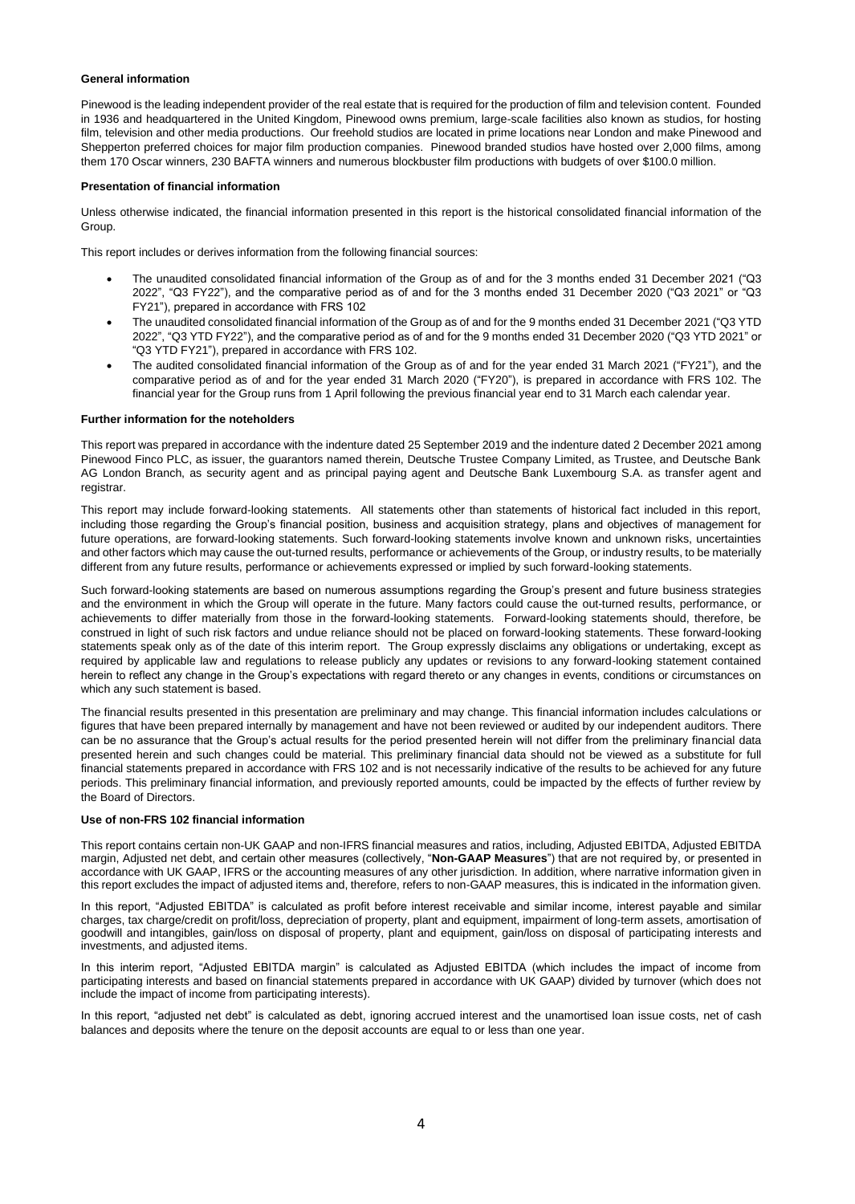**General information**

Pinewood is the leading independent provider of the real estate that is required for the production of film and television content. Founded in 1936 and headquartered in the United Kingdom, Pinewood owns premium, large-scale facilities also known as studios, for hosting film, television and other media productions. Our freehold studios are located in prime locations near London and make Pinewood and Shepperton preferred choices for major film production companies. Pinewood branded studios have hosted over 2,000 films, among them 170 Oscar winners, 230 BAFTA winners and numerous blockbuster film productions with budgets of over $100.0 million.

**Presentation of financial information**

Unless otherwise indicated, the financial information presented in this report is the historical consolidated financial information of the Group.

This report includes or derives information from the following financial sources:

- The unaudited consolidated financial information of the Group as of and for the 3 months ended 31 December 2021 ("Q3 2022", "Q3 FY22"), and the comparative period as of and for the 3 months ended 31 December 2020 ("Q3 2021" or "Q3 FY21"), prepared in accordance with FRS 102
- The unaudited consolidated financial information of the Group as of and for the 9 months ended 31 December 2021 ("Q3 YTD 2022", "Q3 YTD FY22"), and the comparative period as of and for the 9 months ended 31 December 2020 ("Q3 YTD 2021" or "Q3 YTD FY21"), prepared in accordance with FRS 102.
- The audited consolidated financial information of the Group as of and for the year ended 31 March 2021 ("FY21"), and the comparative period as of and for the year ended 31 March 2020 ("FY20"), is prepared in accordance with FRS 102. The financial year for the Group runs from 1 April following the previous financial year end to 31 March each calendar year.

**Further information for the noteholders**

This report was prepared in accordance with the indenture dated 25 September 2019 and the indenture dated 2 December 2021 among Pinewood Finco PLC, as issuer, the guarantors named therein, Deutsche Trustee Company Limited, as Trustee, and Deutsche Bank AG London Branch, as security agent and as principal paying agent and Deutsche Bank Luxembourg S.A. as transfer agent and registrar.

This report may include forward-looking statements. All statements other than statements of historical fact included in this report, including those regarding the Group's financial position, business and acquisition strategy, plans and objectives of management for future operations, are forward-looking statements. Such forward-looking statements involve known and unknown risks, uncertainties and other factors which may cause the out-turned results, performance or achievements of the Group, or industry results, to be materially different from any future results, performance or achievements expressed or implied by such forward-looking statements.

Such forward-looking statements are based on numerous assumptions regarding the Group's present and future business strategies and the environment in which the Group will operate in the future. Many factors could cause the out-turned results, performance, or achievements to differ materially from those in the forward-looking statements. Forward-looking statements should, therefore, be construed in light of such risk factors and undue reliance should not be placed on forward-looking statements. These forward-looking statements speak only as of the date of this interim report. The Group expressly disclaims any obligations or undertaking, except as required by applicable law and regulations to release publicly any updates or revisions to any forward-looking statement contained herein to reflect any change in the Group's expectations with regard thereto or any changes in events, conditions or circumstances on which any such statement is based.

The financial results presented in this presentation are preliminary and may change. This financial information includes calculations or figures that have been prepared internally by management and have not been reviewed or audited by our independent auditors. There can be no assurance that the Group's actual results for the period presented herein will not differ from the preliminary financial data presented herein and such changes could be material. This preliminary financial data should not be viewed as a substitute for full financial statements prepared in accordance with FRS 102 and is not necessarily indicative of the results to be achieved for any future periods. This preliminary financial information, and previously reported amounts, could be impacted by the effects of further review by the Board of Directors.

**Use of non-FRS 102 financial information**

This report contains certain non-UK GAAP and non-IFRS financial measures and ratios, including, Adjusted EBITDA, Adjusted EBITDA margin, Adjusted net debt, and certain other measures (collectively, "**Non-GAAP Measures**") that are not required by, or presented in accordance with UK GAAP, IFRS or the accounting measures of any other jurisdiction. In addition, where narrative information given in this report excludes the impact of adjusted items and, therefore, refers to non-GAAP measures, this is indicated in the information given.

In this report, "Adjusted EBITDA" is calculated as profit before interest receivable and similar income, interest payable and similar charges, tax charge/credit on profit/loss, depreciation of property, plant and equipment, impairment of long-term assets, amortisation of goodwill and intangibles, gain/loss on disposal of property, plant and equipment, gain/loss on disposal of participating interests and investments, and adjusted items.

In this interim report, "Adjusted EBITDA margin" is calculated as Adjusted EBITDA (which includes the impact of income from participating interests and based on financial statements prepared in accordance with UK GAAP) divided by turnover (which does not include the impact of income from participating interests).

In this report, "adjusted net debt" is calculated as debt, ignoring accrued interest and the unamortised loan issue costs, net of cash balances and deposits where the tenure on the deposit accounts are equal to or less than one year.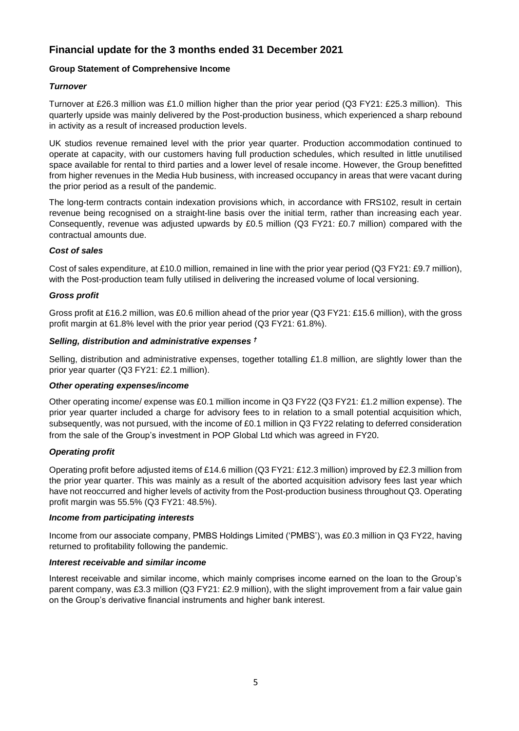## Financial update for the 3 months ended 31 December 2021

### Group Statement of Comprehensive Income

#### *Turnover*

Turnover at £26.3 million was £1.0 million higher than the prior year period (Q3 FY21: £25.3 million). This quarterly upside was mainly delivered by the Post-production business, which experienced a sharp rebound in activity as a result of increased production levels.

UK studios revenue remained level with the prior year quarter. Production accommodation continued to operate at capacity, with our customers having full production schedules, which resulted in little unutilised space available for rental to third parties and a lower level of resale income. However, the Group benefitted from higher revenues in the Media Hub business, with increased occupancy in areas that were vacant during the prior period as a result of the pandemic.

The long-term contracts contain indexation provisions which, in accordance with FRS102, result in certain revenue being recognised on a straight-line basis over the initial term, rather than increasing each year. Consequently, revenue was adjusted upwards by £0.5 million (Q3 FY21: £0.7 million) compared with the contractual amounts due.

#### *Cost of sales*

Cost of sales expenditure, at £10.0 million, remained in line with the prior year period (Q3 FY21: £9.7 million), with the Post-production team fully utilised in delivering the increased volume of local versioning.

#### *Gross profit*

Gross profit at £16.2 million, was £0.6 million ahead of the prior year (Q3 FY21: £15.6 million), with the gross profit margin at 61.8% level with the prior year period (Q3 FY21: 61.8%).

#### *Selling, distribution and administrative expenses †*

Selling, distribution and administrative expenses, together totalling £1.8 million, are slightly lower than the prior year quarter (Q3 FY21: £2.1 million).

#### *Other operating expenses/income*

Other operating income/ expense was £0.1 million income in Q3 FY22 (Q3 FY21: £1.2 million expense). The prior year quarter included a charge for advisory fees to in relation to a small potential acquisition which, subsequently, was not pursued, with the income of £0.1 million in Q3 FY22 relating to deferred consideration from the sale of the Group's investment in POP Global Ltd which was agreed in FY20.

#### *Operating profit*

Operating profit before adjusted items of £14.6 million (Q3 FY21: £12.3 million) improved by £2.3 million from the prior year quarter. This was mainly as a result of the aborted acquisition advisory fees last year which have not reoccurred and higher levels of activity from the Post-production business throughout Q3. Operating profit margin was 55.5% (Q3 FY21: 48.5%).

#### *Income from participating interests*

Income from our associate company, PMBS Holdings Limited ('PMBS'), was £0.3 million in Q3 FY22, having returned to profitability following the pandemic.

#### *Interest receivable and similar income*

Interest receivable and similar income, which mainly comprises income earned on the loan to the Group's parent company, was £3.3 million (Q3 FY21: £2.9 million), with the slight improvement from a fair value gain on the Group's derivative financial instruments and higher bank interest.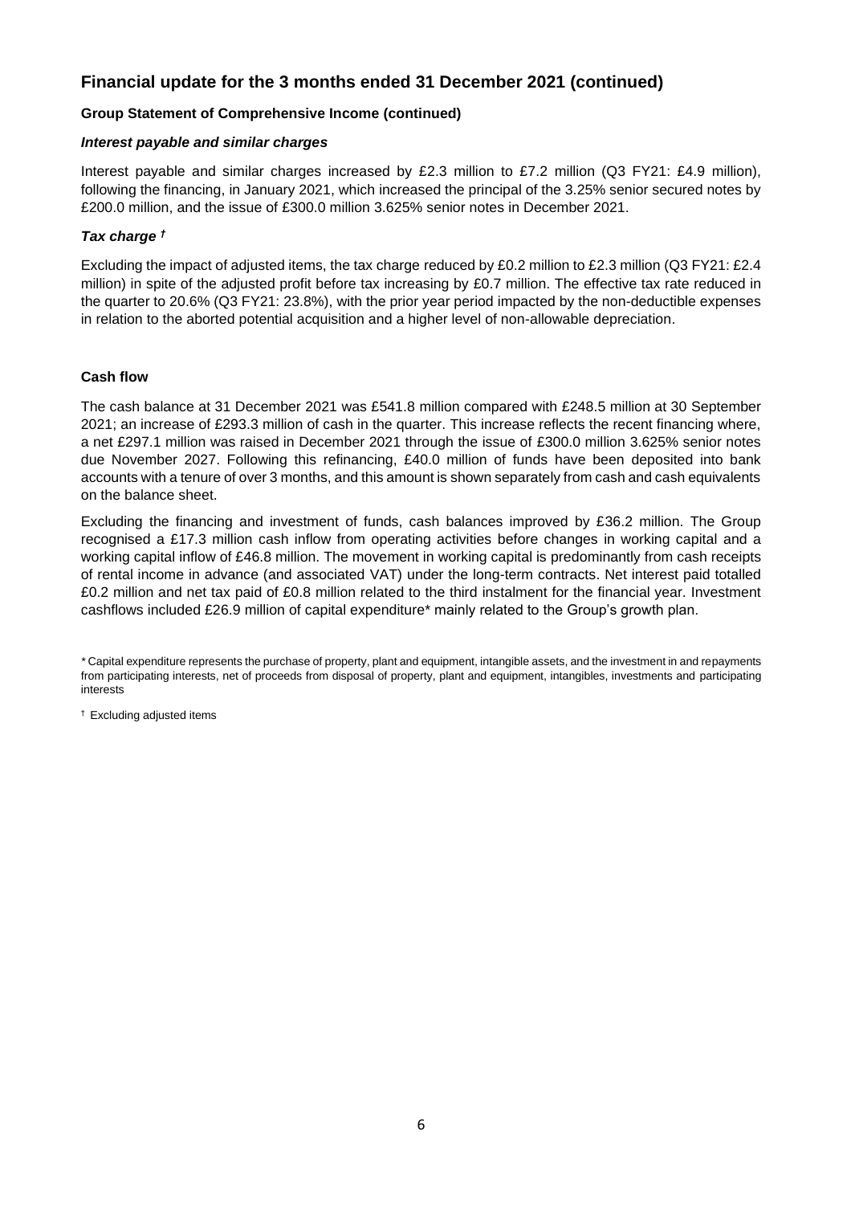## Financial update for the 3 months ended 31 December 2021 (continued)

**Group Statement of Comprehensive Income (continued)**

***Interest payable and similar charges***

Interest payable and similar charges increased by £2.3 million to £7.2 million (Q3 FY21: £4.9 million), following the financing, in January 2021, which increased the principal of the 3.25% senior secured notes by £200.0 million, and the issue of £300.0 million 3.625% senior notes in December 2021.

***Tax charge †***

Excluding the impact of adjusted items, the tax charge reduced by £0.2 million to £2.3 million (Q3 FY21: £2.4 million) in spite of the adjusted profit before tax increasing by £0.7 million. The effective tax rate reduced in the quarter to 20.6% (Q3 FY21: 23.8%), with the prior year period impacted by the non-deductible expenses in relation to the aborted potential acquisition and a higher level of non-allowable depreciation.

**Cash flow**

The cash balance at 31 December 2021 was £541.8 million compared with £248.5 million at 30 September 2021; an increase of £293.3 million of cash in the quarter. This increase reflects the recent financing where, a net £297.1 million was raised in December 2021 through the issue of £300.0 million 3.625% senior notes due November 2027. Following this refinancing, £40.0 million of funds have been deposited into bank accounts with a tenure of over 3 months, and this amount is shown separately from cash and cash equivalents on the balance sheet.

Excluding the financing and investment of funds, cash balances improved by £36.2 million. The Group recognised a £17.3 million cash inflow from operating activities before changes in working capital and a working capital inflow of £46.8 million. The movement in working capital is predominantly from cash receipts of rental income in advance (and associated VAT) under the long-term contracts. Net interest paid totalled £0.2 million and net tax paid of £0.8 million related to the third instalment for the financial year. Investment cashflows included £26.9 million of capital expenditure* mainly related to the Group's growth plan.

\* Capital expenditure represents the purchase of property, plant and equipment, intangible assets, and the investment in and repayments from participating interests, net of proceeds from disposal of property, plant and equipment, intangibles, investments and participating interests

† Excluding adjusted items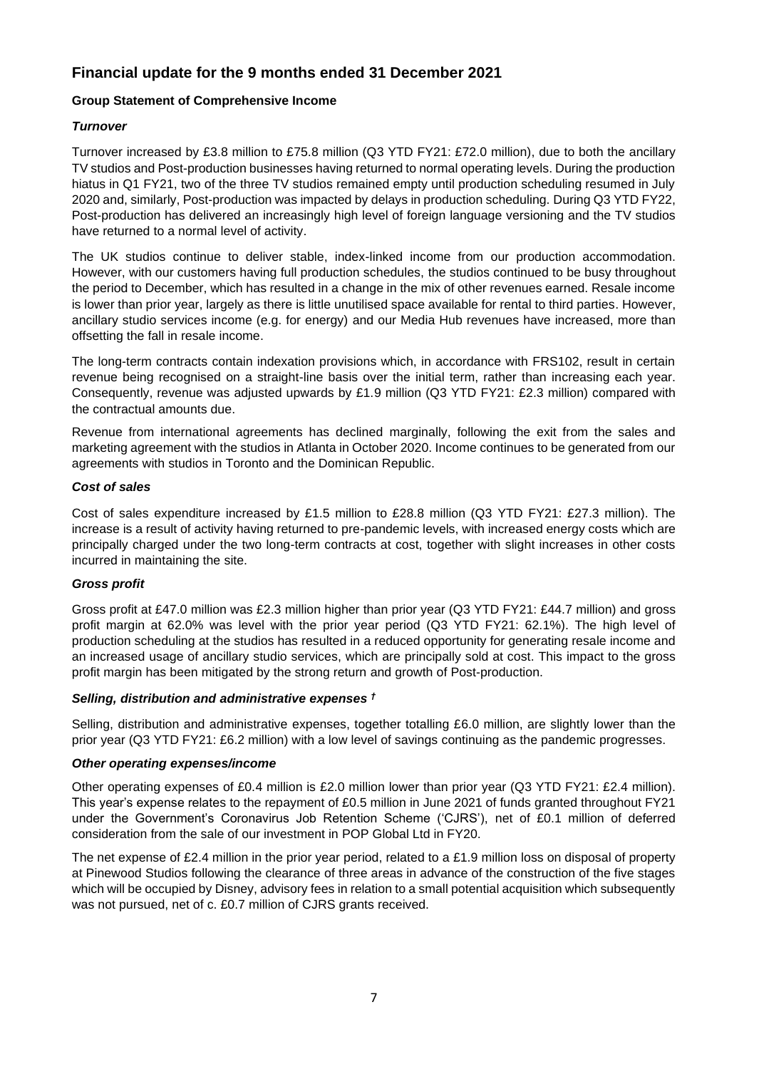## Financial update for the 9 months ended 31 December 2021

### Group Statement of Comprehensive Income

#### *Turnover*

Turnover increased by £3.8 million to £75.8 million (Q3 YTD FY21: £72.0 million), due to both the ancillary TV studios and Post-production businesses having returned to normal operating levels. During the production hiatus in Q1 FY21, two of the three TV studios remained empty until production scheduling resumed in July 2020 and, similarly, Post-production was impacted by delays in production scheduling. During Q3 YTD FY22, Post-production has delivered an increasingly high level of foreign language versioning and the TV studios have returned to a normal level of activity.

The UK studios continue to deliver stable, index-linked income from our production accommodation. However, with our customers having full production schedules, the studios continued to be busy throughout the period to December, which has resulted in a change in the mix of other revenues earned. Resale income is lower than prior year, largely as there is little unutilised space available for rental to third parties. However, ancillary studio services income (e.g. for energy) and our Media Hub revenues have increased, more than offsetting the fall in resale income.

The long-term contracts contain indexation provisions which, in accordance with FRS102, result in certain revenue being recognised on a straight-line basis over the initial term, rather than increasing each year. Consequently, revenue was adjusted upwards by £1.9 million (Q3 YTD FY21: £2.3 million) compared with the contractual amounts due.

Revenue from international agreements has declined marginally, following the exit from the sales and marketing agreement with the studios in Atlanta in October 2020. Income continues to be generated from our agreements with studios in Toronto and the Dominican Republic.

#### *Cost of sales*

Cost of sales expenditure increased by £1.5 million to £28.8 million (Q3 YTD FY21: £27.3 million). The increase is a result of activity having returned to pre-pandemic levels, with increased energy costs which are principally charged under the two long-term contracts at cost, together with slight increases in other costs incurred in maintaining the site.

#### *Gross profit*

Gross profit at £47.0 million was £2.3 million higher than prior year (Q3 YTD FY21: £44.7 million) and gross profit margin at 62.0% was level with the prior year period (Q3 YTD FY21: 62.1%). The high level of production scheduling at the studios has resulted in a reduced opportunity for generating resale income and an increased usage of ancillary studio services, which are principally sold at cost. This impact to the gross profit margin has been mitigated by the strong return and growth of Post-production.

#### *Selling, distribution and administrative expenses †*

Selling, distribution and administrative expenses, together totalling £6.0 million, are slightly lower than the prior year (Q3 YTD FY21: £6.2 million) with a low level of savings continuing as the pandemic progresses.

#### *Other operating expenses/income*

Other operating expenses of £0.4 million is £2.0 million lower than prior year (Q3 YTD FY21: £2.4 million). This year's expense relates to the repayment of £0.5 million in June 2021 of funds granted throughout FY21 under the Government's Coronavirus Job Retention Scheme ('CJRS'), net of £0.1 million of deferred consideration from the sale of our investment in POP Global Ltd in FY20.

The net expense of £2.4 million in the prior year period, related to a £1.9 million loss on disposal of property at Pinewood Studios following the clearance of three areas in advance of the construction of the five stages which will be occupied by Disney, advisory fees in relation to a small potential acquisition which subsequently was not pursued, net of c. £0.7 million of CJRS grants received.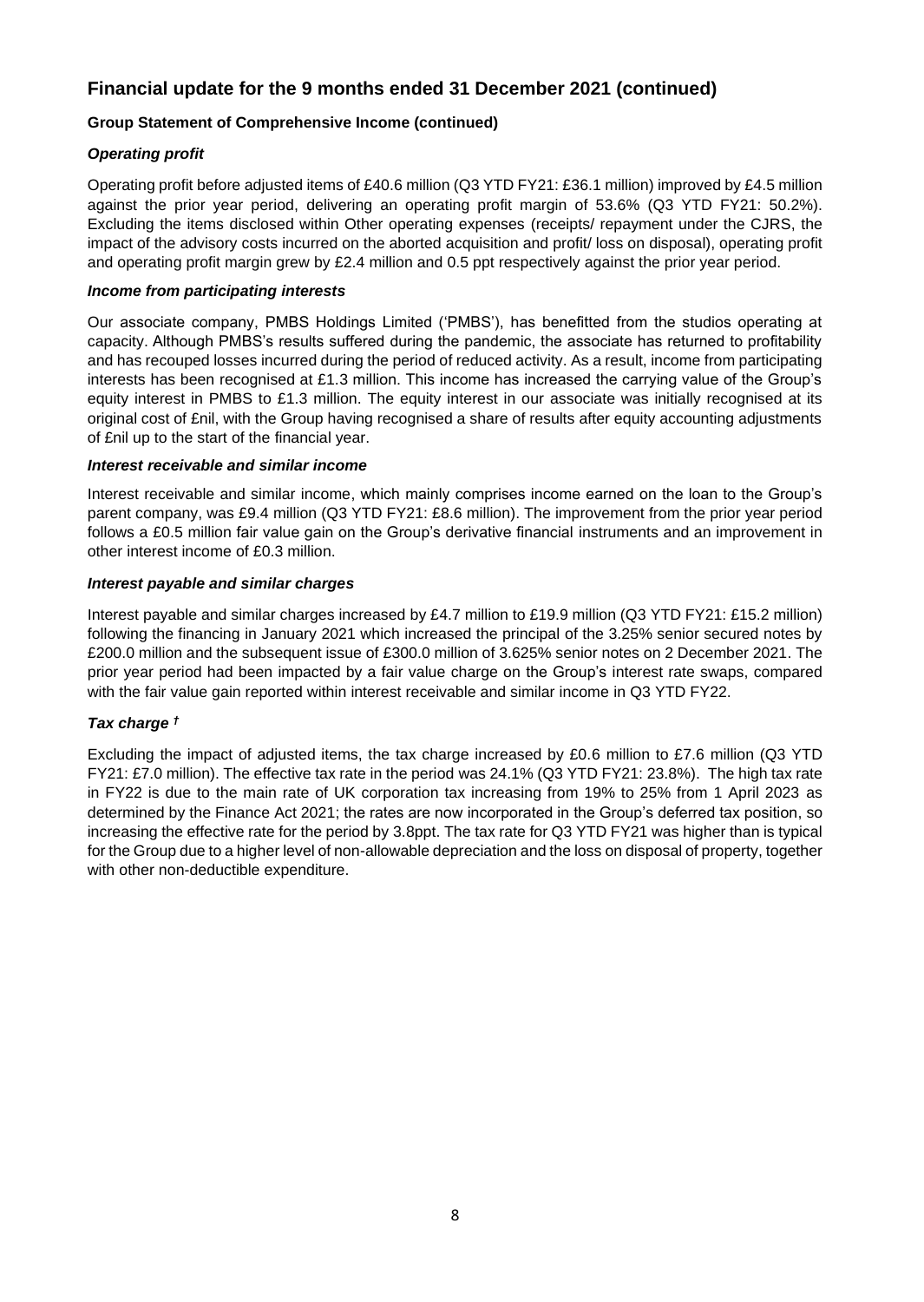## Financial update for the 9 months ended 31 December 2021 (continued)

**Group Statement of Comprehensive Income (continued)**

***Operating profit***

Operating profit before adjusted items of £40.6 million (Q3 YTD FY21: £36.1 million) improved by £4.5 million against the prior year period, delivering an operating profit margin of 53.6% (Q3 YTD FY21: 50.2%). Excluding the items disclosed within Other operating expenses (receipts/ repayment under the CJRS, the impact of the advisory costs incurred on the aborted acquisition and profit/ loss on disposal), operating profit and operating profit margin grew by £2.4 million and 0.5 ppt respectively against the prior year period.

***Income from participating interests***

Our associate company, PMBS Holdings Limited ('PMBS'), has benefitted from the studios operating at capacity. Although PMBS's results suffered during the pandemic, the associate has returned to profitability and has recouped losses incurred during the period of reduced activity. As a result, income from participating interests has been recognised at £1.3 million. This income has increased the carrying value of the Group's equity interest in PMBS to £1.3 million. The equity interest in our associate was initially recognised at its original cost of £nil, with the Group having recognised a share of results after equity accounting adjustments of £nil up to the start of the financial year.

***Interest receivable and similar income***

Interest receivable and similar income, which mainly comprises income earned on the loan to the Group's parent company, was £9.4 million (Q3 YTD FY21: £8.6 million). The improvement from the prior year period follows a £0.5 million fair value gain on the Group's derivative financial instruments and an improvement in other interest income of £0.3 million.

***Interest payable and similar charges***

Interest payable and similar charges increased by £4.7 million to £19.9 million (Q3 YTD FY21: £15.2 million) following the financing in January 2021 which increased the principal of the 3.25% senior secured notes by £200.0 million and the subsequent issue of £300.0 million of 3.625% senior notes on 2 December 2021. The prior year period had been impacted by a fair value charge on the Group's interest rate swaps, compared with the fair value gain reported within interest receivable and similar income in Q3 YTD FY22.

***Tax charge †***

Excluding the impact of adjusted items, the tax charge increased by £0.6 million to £7.6 million (Q3 YTD FY21: £7.0 million). The effective tax rate in the period was 24.1% (Q3 YTD FY21: 23.8%). The high tax rate in FY22 is due to the main rate of UK corporation tax increasing from 19% to 25% from 1 April 2023 as determined by the Finance Act 2021; the rates are now incorporated in the Group's deferred tax position, so increasing the effective rate for the period by 3.8ppt. The tax rate for Q3 YTD FY21 was higher than is typical for the Group due to a higher level of non-allowable depreciation and the loss on disposal of property, together with other non-deductible expenditure.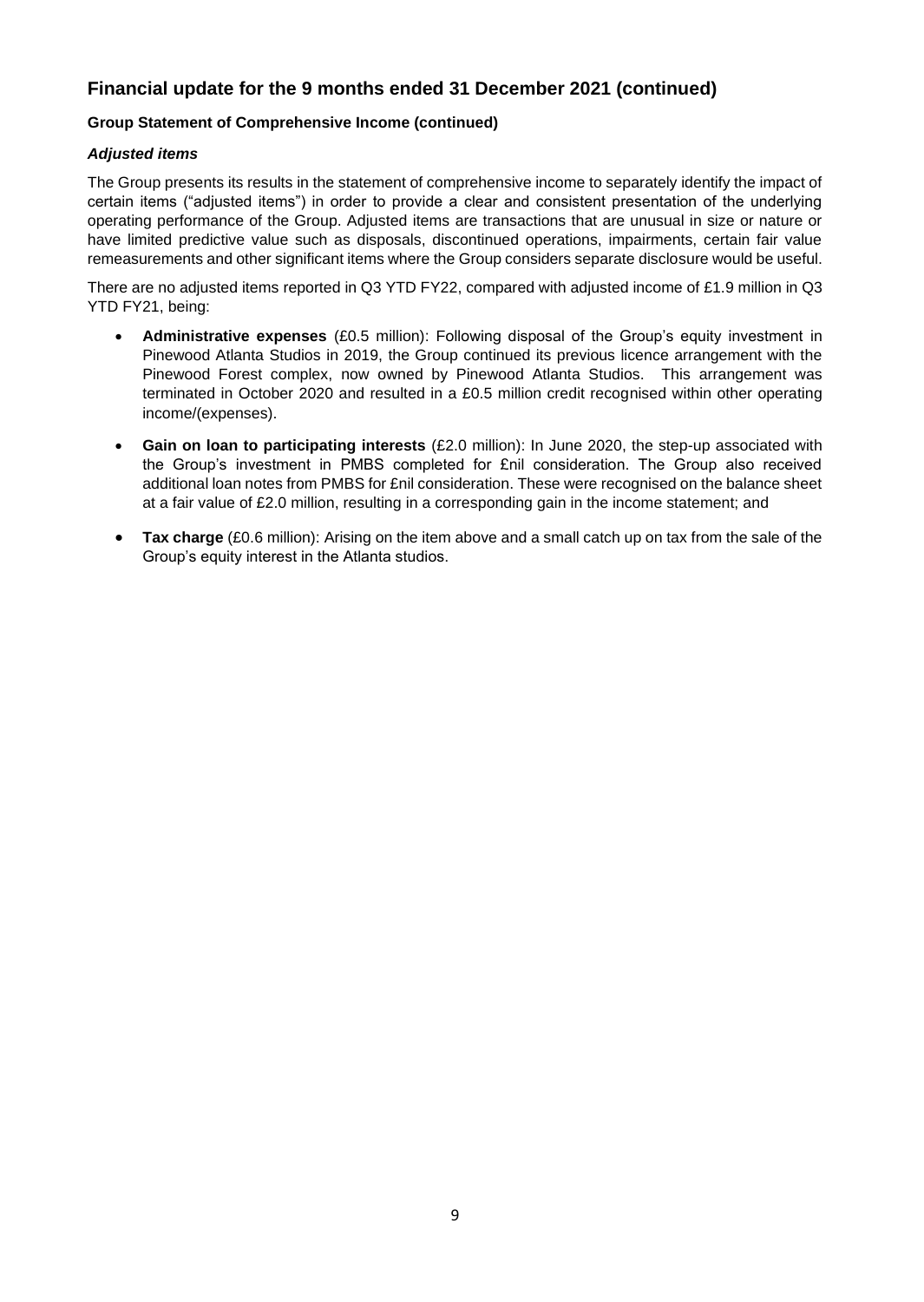## Financial update for the 9 months ended 31 December 2021 (continued)

**Group Statement of Comprehensive Income (continued)**

***Adjusted items***

The Group presents its results in the statement of comprehensive income to separately identify the impact of certain items ("adjusted items") in order to provide a clear and consistent presentation of the underlying operating performance of the Group. Adjusted items are transactions that are unusual in size or nature or have limited predictive value such as disposals, discontinued operations, impairments, certain fair value remeasurements and other significant items where the Group considers separate disclosure would be useful.

There are no adjusted items reported in Q3 YTD FY22, compared with adjusted income of £1.9 million in Q3 YTD FY21, being:

- **Administrative expenses** (£0.5 million): Following disposal of the Group's equity investment in Pinewood Atlanta Studios in 2019, the Group continued its previous licence arrangement with the Pinewood Forest complex, now owned by Pinewood Atlanta Studios. This arrangement was terminated in October 2020 and resulted in a £0.5 million credit recognised within other operating income/(expenses).
- **Gain on loan to participating interests** (£2.0 million): In June 2020, the step-up associated with the Group's investment in PMBS completed for £nil consideration. The Group also received additional loan notes from PMBS for £nil consideration. These were recognised on the balance sheet at a fair value of £2.0 million, resulting in a corresponding gain in the income statement; and
- **Tax charge** (£0.6 million): Arising on the item above and a small catch up on tax from the sale of the Group's equity interest in the Atlanta studios.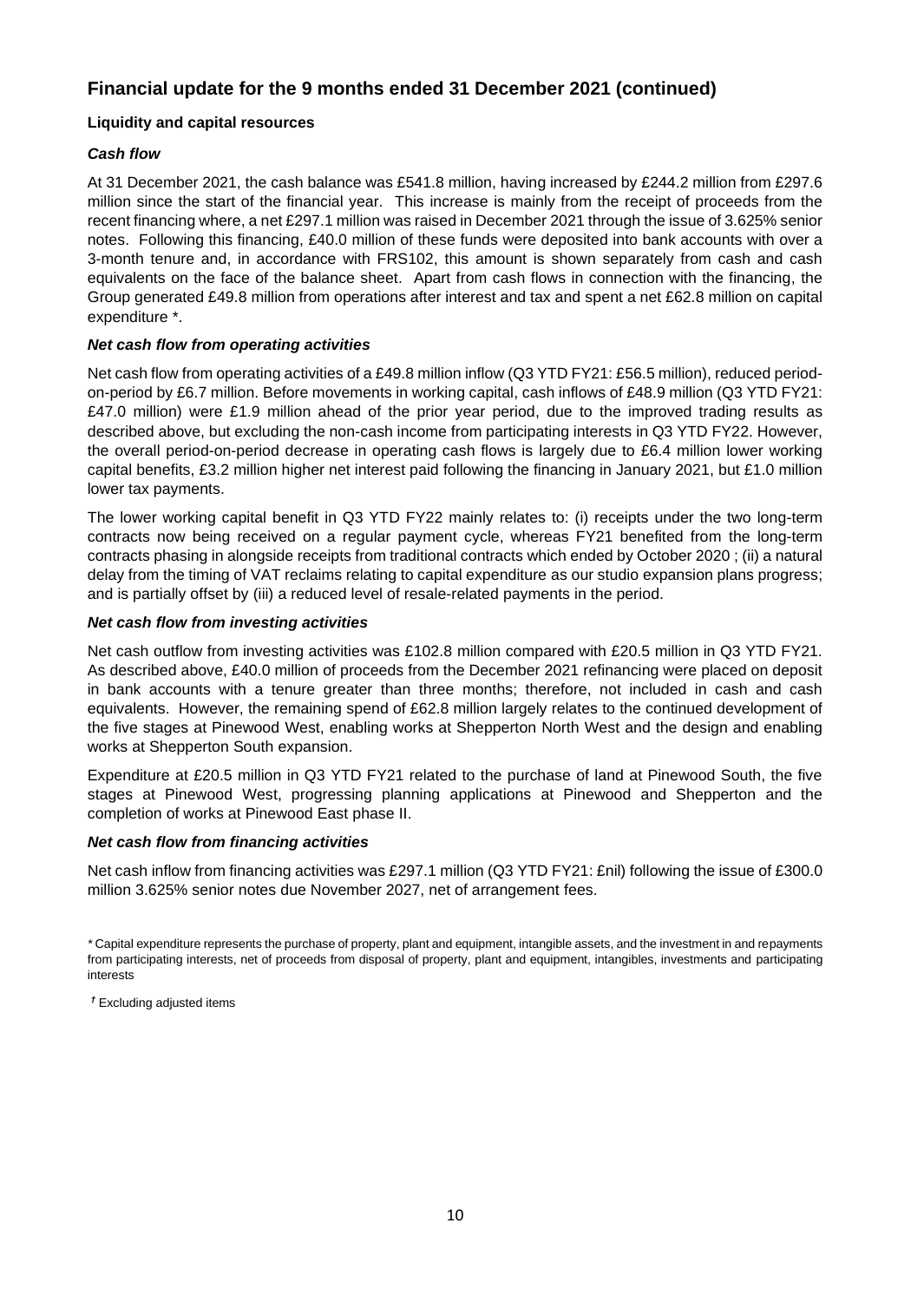## Financial update for the 9 months ended 31 December 2021 (continued)

### Liquidity and capital resources

***Cash flow***

At 31 December 2021, the cash balance was £541.8 million, having increased by £244.2 million from £297.6 million since the start of the financial year. This increase is mainly from the receipt of proceeds from the recent financing where, a net £297.1 million was raised in December 2021 through the issue of 3.625% senior notes. Following this financing, £40.0 million of these funds were deposited into bank accounts with over a 3-month tenure and, in accordance with FRS102, this amount is shown separately from cash and cash equivalents on the face of the balance sheet. Apart from cash flows in connection with the financing, the Group generated £49.8 million from operations after interest and tax and spent a net £62.8 million on capital expenditure *.

***Net cash flow from operating activities***

Net cash flow from operating activities of a £49.8 million inflow (Q3 YTD FY21: £56.5 million), reduced period-on-period by £6.7 million. Before movements in working capital, cash inflows of £48.9 million (Q3 YTD FY21: £47.0 million) were £1.9 million ahead of the prior year period, due to the improved trading results as described above, but excluding the non-cash income from participating interests in Q3 YTD FY22. However, the overall period-on-period decrease in operating cash flows is largely due to £6.4 million lower working capital benefits, £3.2 million higher net interest paid following the financing in January 2021, but £1.0 million lower tax payments.

The lower working capital benefit in Q3 YTD FY22 mainly relates to: (i) receipts under the two long-term contracts now being received on a regular payment cycle, whereas FY21 benefited from the long-term contracts phasing in alongside receipts from traditional contracts which ended by October 2020 ; (ii) a natural delay from the timing of VAT reclaims relating to capital expenditure as our studio expansion plans progress; and is partially offset by (iii) a reduced level of resale-related payments in the period.

***Net cash flow from investing activities***

Net cash outflow from investing activities was £102.8 million compared with £20.5 million in Q3 YTD FY21. As described above, £40.0 million of proceeds from the December 2021 refinancing were placed on deposit in bank accounts with a tenure greater than three months; therefore, not included in cash and cash equivalents. However, the remaining spend of £62.8 million largely relates to the continued development of the five stages at Pinewood West, enabling works at Shepperton North West and the design and enabling works at Shepperton South expansion.

Expenditure at £20.5 million in Q3 YTD FY21 related to the purchase of land at Pinewood South, the five stages at Pinewood West, progressing planning applications at Pinewood and Shepperton and the completion of works at Pinewood East phase II.

***Net cash flow from financing activities***

Net cash inflow from financing activities was £297.1 million (Q3 YTD FY21: £nil) following the issue of £300.0 million 3.625% senior notes due November 2027, net of arrangement fees.

\* Capital expenditure represents the purchase of property, plant and equipment, intangible assets, and the investment in and repayments from participating interests, net of proceeds from disposal of property, plant and equipment, intangibles, investments and participating interests

† Excluding adjusted items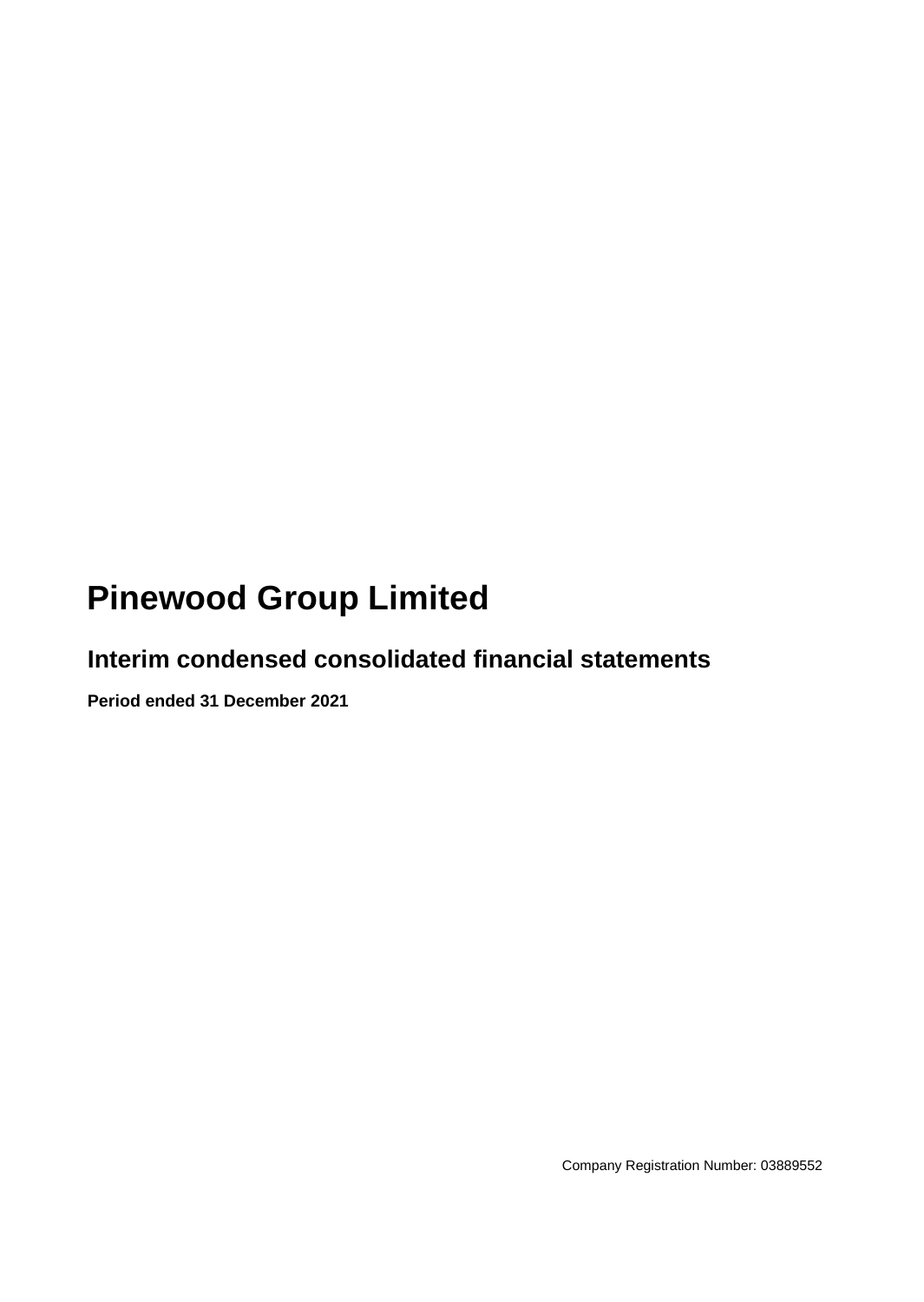# Pinewood Group Limited

## Interim condensed consolidated financial statements

**Period ended 31 December 2021**

Company Registration Number: 03889552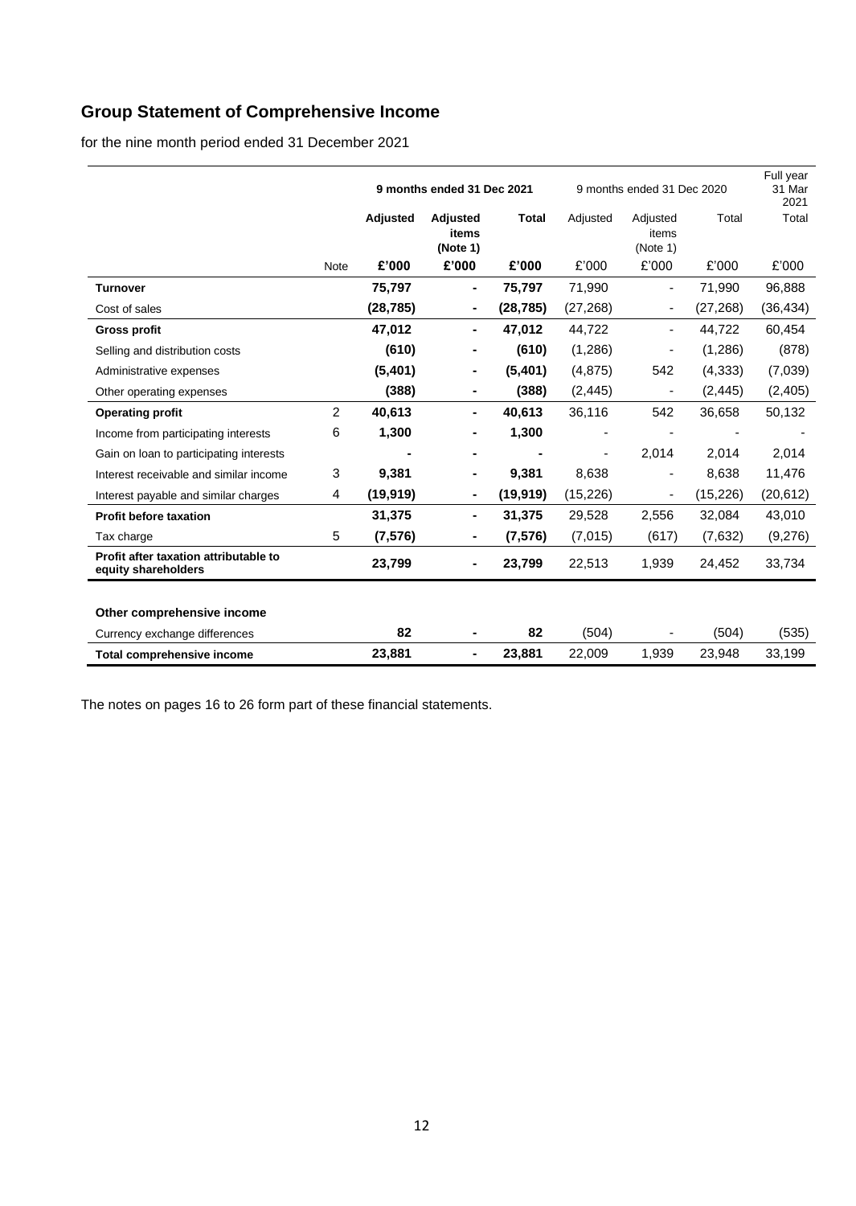# Group Statement of Comprehensive Income

for the nine month period ended 31 December 2021

| | | 9 months ended 31 Dec 2021 | | | 9 months ended 31 Dec 2020 | | | Full year 31 Mar 2021 |
|---|---|---|---|---|---|---|---|---|
| | | **Adjusted** | **Adjusted items (Note 1)** | **Total** | Adjusted | Adjusted items (Note 1) | Total | Total |
| | Note | **£'000** | **£'000** | **£'000** | £'000 | £'000 | £'000 | £'000 |
| **Turnover** | | **75,797** | **-** | **75,797** | 71,990 | - | 71,990 | 96,888 |
| Cost of sales | | **(28,785)** | **-** | **(28,785)** | (27,268) | - | (27,268) | (36,434) |
| **Gross profit** | | **47,012** | **-** | **47,012** | 44,722 | - | 44,722 | 60,454 |
| Selling and distribution costs | | **(610)** | **-** | **(610)** | (1,286) | - | (1,286) | (878) |
| Administrative expenses | | **(5,401)** | **-** | **(5,401)** | (4,875) | 542 | (4,333) | (7,039) |
| Other operating expenses | | **(388)** | **-** | **(388)** | (2,445) | - | (2,445) | (2,405) |
| **Operating profit** | 2 | **40,613** | **-** | **40,613** | 36,116 | 542 | 36,658 | 50,132 |
| Income from participating interests | 6 | **1,300** | **-** | **1,300** | - | - | - | - |
| Gain on loan to participating interests | | **-** | **-** | **-** | - | 2,014 | 2,014 | 2,014 |
| Interest receivable and similar income | 3 | **9,381** | **-** | **9,381** | 8,638 | - | 8,638 | 11,476 |
| Interest payable and similar charges | 4 | **(19,919)** | **-** | **(19,919)** | (15,226) | - | (15,226) | (20,612) |
| **Profit before taxation** | | **31,375** | **-** | **31,375** | 29,528 | 2,556 | 32,084 | 43,010 |
| Tax charge | 5 | **(7,576)** | **-** | **(7,576)** | (7,015) | (617) | (7,632) | (9,276) |
| **Profit after taxation attributable to equity shareholders** | | **23,799** | **-** | **23,799** | 22,513 | 1,939 | 24,452 | 33,734 |
| | | | | | | | | |
| **Other comprehensive income** | | | | | | | | |
| Currency exchange differences | | **82** | **-** | **82** | (504) | - | (504) | (535) |
| **Total comprehensive income** | | **23,881** | **-** | **23,881** | 22,009 | 1,939 | 23,948 | 33,199 |

The notes on pages 16 to 26 form part of these financial statements.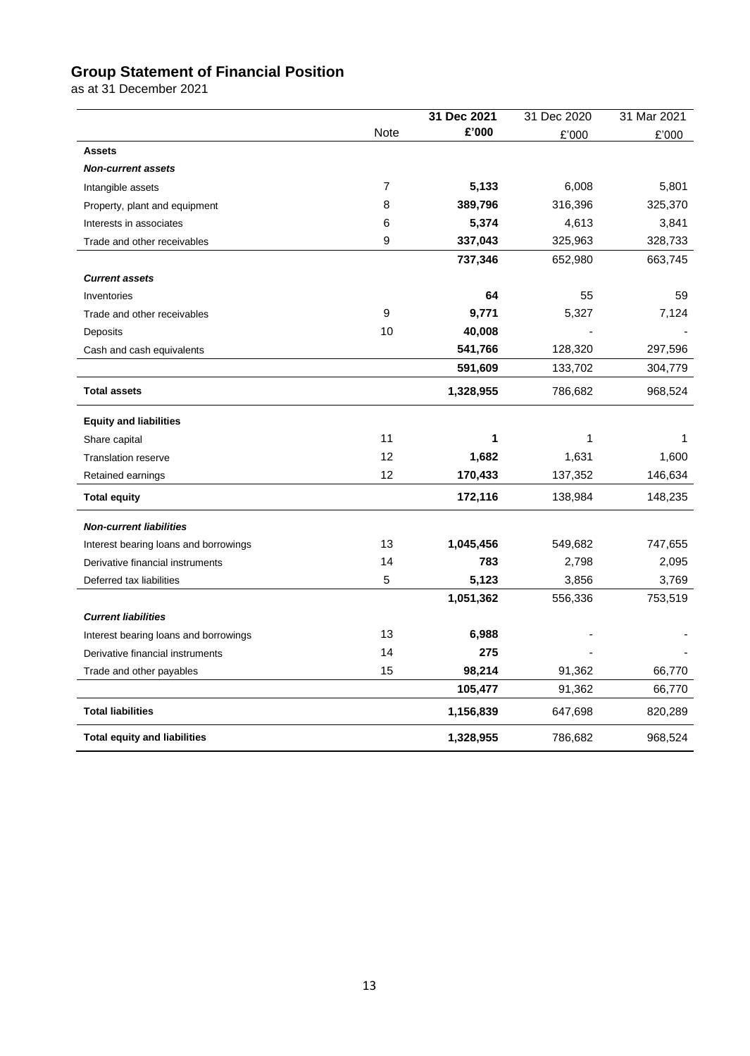## Group Statement of Financial Position

as at 31 December 2021

| | Note | **31 Dec 2021 £'000** | 31 Dec 2020 £'000 | 31 Mar 2021 £'000 |
|---|---|---|---|---|
| **Assets** | | | | |
| ***Non-current assets*** | | | | |
| Intangible assets | 7 | **5,133** | 6,008 | 5,801 |
| Property, plant and equipment | 8 | **389,796** | 316,396 | 325,370 |
| Interests in associates | 6 | **5,374** | 4,613 | 3,841 |
| Trade and other receivables | 9 | **337,043** | 325,963 | 328,733 |
| | | **737,346** | 652,980 | 663,745 |
| ***Current assets*** | | | | |
| Inventories | | **64** | 55 | 59 |
| Trade and other receivables | 9 | **9,771** | 5,327 | 7,124 |
| Deposits | 10 | **40,008** | - | - |
| Cash and cash equivalents | | **541,766** | 128,320 | 297,596 |
| | | **591,609** | 133,702 | 304,779 |
| **Total assets** | | **1,328,955** | 786,682 | 968,524 |
| **Equity and liabilities** | | | | |
| Share capital | 11 | **1** | 1 | 1 |
| Translation reserve | 12 | **1,682** | 1,631 | 1,600 |
| Retained earnings | 12 | **170,433** | 137,352 | 146,634 |
| **Total equity** | | **172,116** | 138,984 | 148,235 |
| ***Non-current liabilities*** | | | | |
| Interest bearing loans and borrowings | 13 | **1,045,456** | 549,682 | 747,655 |
| Derivative financial instruments | 14 | **783** | 2,798 | 2,095 |
| Deferred tax liabilities | 5 | **5,123** | 3,856 | 3,769 |
| | | **1,051,362** | 556,336 | 753,519 |
| ***Current liabilities*** | | | | |
| Interest bearing loans and borrowings | 13 | **6,988** | - | - |
| Derivative financial instruments | 14 | **275** | - | - |
| Trade and other payables | 15 | **98,214** | 91,362 | 66,770 |
| | | **105,477** | 91,362 | 66,770 |
| **Total liabilities** | | **1,156,839** | 647,698 | 820,289 |
| **Total equity and liabilities** | | **1,328,955** | 786,682 | 968,524 |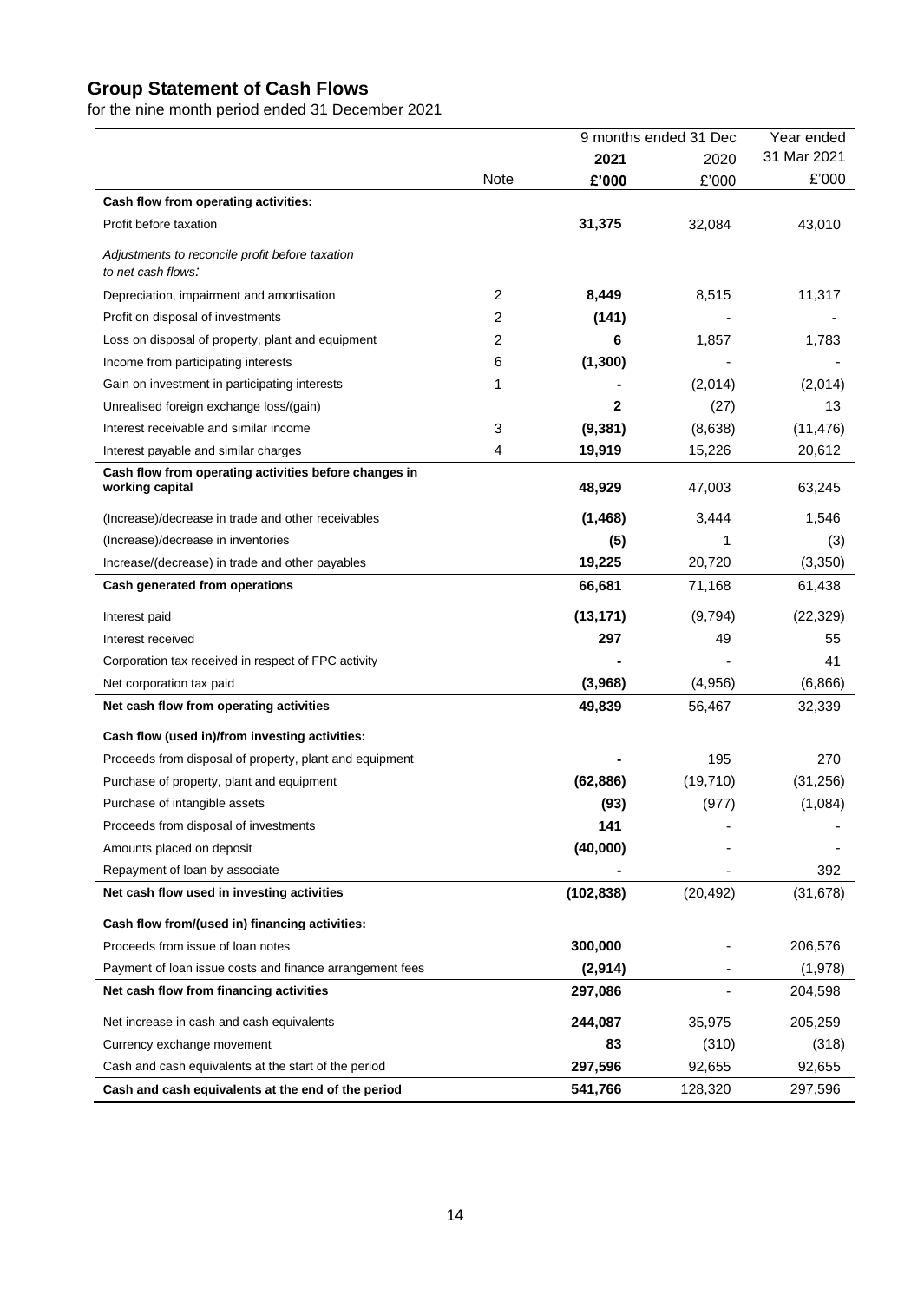# Group Statement of Cash Flows

for the nine month period ended 31 December 2021

| | Note | 9 months ended 31 Dec 2021 £'000 | 9 months ended 31 Dec 2020 £'000 | Year ended 31 Mar 2021 £'000 |
|---|---|---|---|---|
| **Cash flow from operating activities:** | | | | |
| Profit before taxation | | **31,375** | 32,084 | 43,010 |
| *Adjustments to reconcile profit before taxation to net cash flows:* | | | | |
| Depreciation, impairment and amortisation | 2 | **8,449** | 8,515 | 11,317 |
| Profit on disposal of investments | 2 | **(141)** | - | - |
| Loss on disposal of property, plant and equipment | 2 | **6** | 1,857 | 1,783 |
| Income from participating interests | 6 | **(1,300)** | - | - |
| Gain on investment in participating interests | 1 | **-** | (2,014) | (2,014) |
| Unrealised foreign exchange loss/(gain) | | **2** | (27) | 13 |
| Interest receivable and similar income | 3 | **(9,381)** | (8,638) | (11,476) |
| Interest payable and similar charges | 4 | **19,919** | 15,226 | 20,612 |
| **Cash flow from operating activities before changes in working capital** | | **48,929** | 47,003 | 63,245 |
| (Increase)/decrease in trade and other receivables | | **(1,468)** | 3,444 | 1,546 |
| (Increase)/decrease in inventories | | **(5)** | 1 | (3) |
| Increase/(decrease) in trade and other payables | | **19,225** | 20,720 | (3,350) |
| **Cash generated from operations** | | **66,681** | 71,168 | 61,438 |
| Interest paid | | **(13,171)** | (9,794) | (22,329) |
| Interest received | | **297** | 49 | 55 |
| Corporation tax received in respect of FPC activity | | **-** | - | 41 |
| Net corporation tax paid | | **(3,968)** | (4,956) | (6,866) |
| **Net cash flow from operating activities** | | **49,839** | 56,467 | 32,339 |
| **Cash flow (used in)/from investing activities:** | | | | |
| Proceeds from disposal of property, plant and equipment | | **-** | 195 | 270 |
| Purchase of property, plant and equipment | | **(62,886)** | (19,710) | (31,256) |
| Purchase of intangible assets | | **(93)** | (977) | (1,084) |
| Proceeds from disposal of investments | | **141** | - | - |
| Amounts placed on deposit | | **(40,000)** | - | - |
| Repayment of loan by associate | | **-** | - | 392 |
| **Net cash flow used in investing activities** | | **(102,838)** | (20,492) | (31,678) |
| **Cash flow from/(used in) financing activities:** | | | | |
| Proceeds from issue of loan notes | | **300,000** | - | 206,576 |
| Payment of loan issue costs and finance arrangement fees | | **(2,914)** | - | (1,978) |
| **Net cash flow from financing activities** | | **297,086** | - | 204,598 |
| Net increase in cash and cash equivalents | | **244,087** | 35,975 | 205,259 |
| Currency exchange movement | | **83** | (310) | (318) |
| Cash and cash equivalents at the start of the period | | **297,596** | 92,655 | 92,655 |
| **Cash and cash equivalents at the end of the period** | | **541,766** | 128,320 | 297,596 |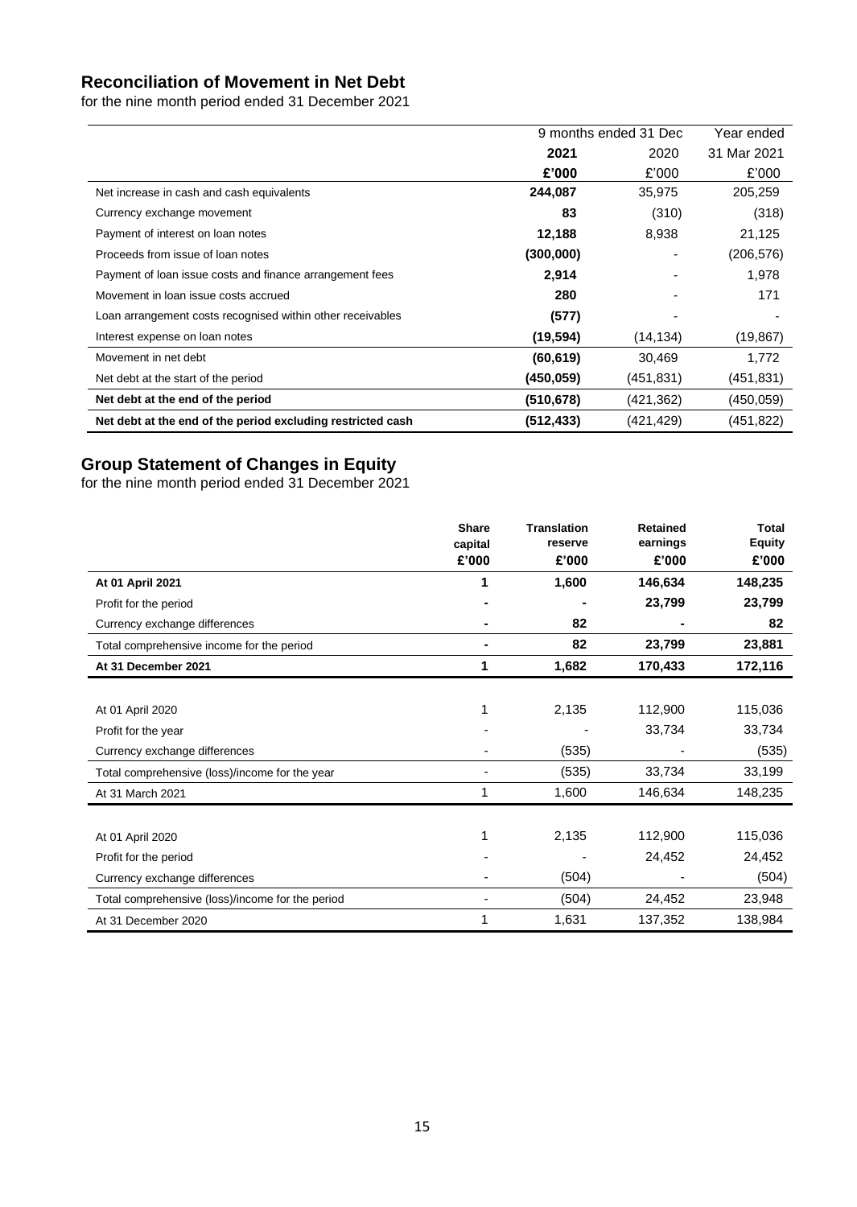## Reconciliation of Movement in Net Debt

for the nine month period ended 31 December 2021

| | 9 months ended 31 Dec | | Year ended |
|---|---|---|---|
| | **2021** | 2020 | 31 Mar 2021 |
| | **£'000** | £'000 | £'000 |
| Net increase in cash and cash equivalents | **244,087** | 35,975 | 205,259 |
| Currency exchange movement | **83** | (310) | (318) |
| Payment of interest on loan notes | **12,188** | 8,938 | 21,125 |
| Proceeds from issue of loan notes | **(300,000)** | - | (206,576) |
| Payment of loan issue costs and finance arrangement fees | **2,914** | - | 1,978 |
| Movement in loan issue costs accrued | **280** | - | 171 |
| Loan arrangement costs recognised within other receivables | **(577)** | - | - |
| Interest expense on loan notes | **(19,594)** | (14,134) | (19,867) |
| Movement in net debt | **(60,619)** | 30,469 | 1,772 |
| Net debt at the start of the period | **(450,059)** | (451,831) | (451,831) |
| **Net debt at the end of the period** | **(510,678)** | (421,362) | (450,059) |
| **Net debt at the end of the period excluding restricted cash** | **(512,433)** | (421,429) | (451,822) |

## Group Statement of Changes in Equity

for the nine month period ended 31 December 2021

| | Share capital £'000 | Translation reserve £'000 | Retained earnings £'000 | Total Equity £'000 |
|---|---|---|---|---|
| **At 01 April 2021** | **1** | **1,600** | **146,634** | **148,235** |
| Profit for the period | **-** | **-** | **23,799** | **23,799** |
| Currency exchange differences | **-** | **82** | **-** | **82** |
| Total comprehensive income for the period | **-** | **82** | **23,799** | **23,881** |
| **At 31 December 2021** | **1** | **1,682** | **170,433** | **172,116** |
| | | | | |
| At 01 April 2020 | 1 | 2,135 | 112,900 | 115,036 |
| Profit for the year | - | - | 33,734 | 33,734 |
| Currency exchange differences | - | (535) | - | (535) |
| Total comprehensive (loss)/income for the year | - | (535) | 33,734 | 33,199 |
| At 31 March 2021 | 1 | 1,600 | 146,634 | 148,235 |
| | | | | |
| At 01 April 2020 | 1 | 2,135 | 112,900 | 115,036 |
| Profit for the period | - | - | 24,452 | 24,452 |
| Currency exchange differences | - | (504) | - | (504) |
| Total comprehensive (loss)/income for the period | - | (504) | 24,452 | 23,948 |
| At 31 December 2020 | 1 | 1,631 | 137,352 | 138,984 |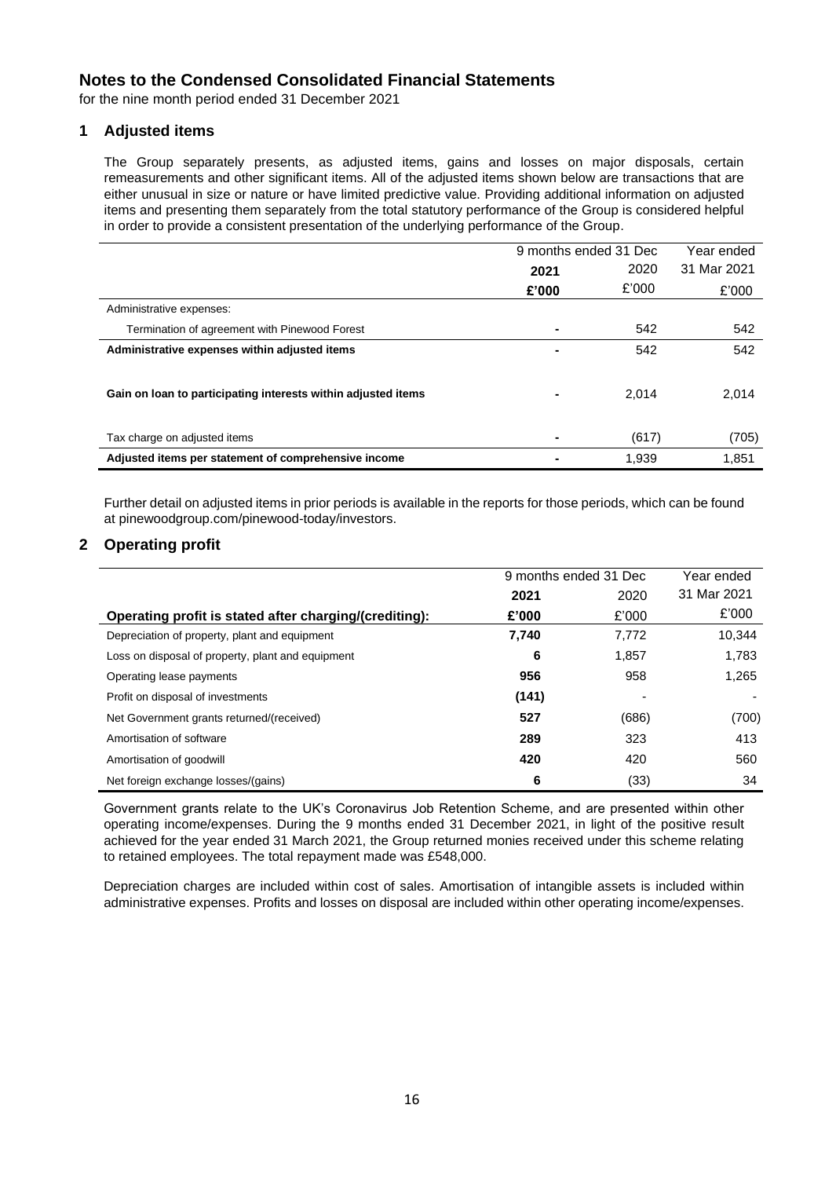# Notes to the Condensed Consolidated Financial Statements

for the nine month period ended 31 December 2021

## 1 Adjusted items

The Group separately presents, as adjusted items, gains and losses on major disposals, certain remeasurements and other significant items. All of the adjusted items shown below are transactions that are either unusual in size or nature or have limited predictive value. Providing additional information on adjusted items and presenting them separately from the total statutory performance of the Group is considered helpful in order to provide a consistent presentation of the underlying performance of the Group.

| | 9 months ended 31 Dec | | Year ended |
|---|---|---|---|
| | **2021** | 2020 | 31 Mar 2021 |
| | **£'000** | £'000 | £'000 |
| Administrative expenses: | | | |
| Termination of agreement with Pinewood Forest | **-** | 542 | 542 |
| **Administrative expenses within adjusted items** | **-** | 542 | 542 |
| **Gain on loan to participating interests within adjusted items** | **-** | 2,014 | 2,014 |
| Tax charge on adjusted items | **-** | (617) | (705) |
| **Adjusted items per statement of comprehensive income** | **-** | 1,939 | 1,851 |

Further detail on adjusted items in prior periods is available in the reports for those periods, which can be found at pinewoodgroup.com/pinewood-today/investors.

## 2 Operating profit

| | 9 months ended 31 Dec | | Year ended |
|---|---|---|---|
| | **2021** | 2020 | 31 Mar 2021 |
| **Operating profit is stated after charging/(crediting):** | **£'000** | £'000 | £'000 |
| Depreciation of property, plant and equipment | **7,740** | 7,772 | 10,344 |
| Loss on disposal of property, plant and equipment | **6** | 1,857 | 1,783 |
| Operating lease payments | **956** | 958 | 1,265 |
| Profit on disposal of investments | **(141)** | - | - |
| Net Government grants returned/(received) | **527** | (686) | (700) |
| Amortisation of software | **289** | 323 | 413 |
| Amortisation of goodwill | **420** | 420 | 560 |
| Net foreign exchange losses/(gains) | **6** | (33) | 34 |

Government grants relate to the UK's Coronavirus Job Retention Scheme, and are presented within other operating income/expenses. During the 9 months ended 31 December 2021, in light of the positive result achieved for the year ended 31 March 2021, the Group returned monies received under this scheme relating to retained employees. The total repayment made was £548,000.

Depreciation charges are included within cost of sales. Amortisation of intangible assets is included within administrative expenses. Profits and losses on disposal are included within other operating income/expenses.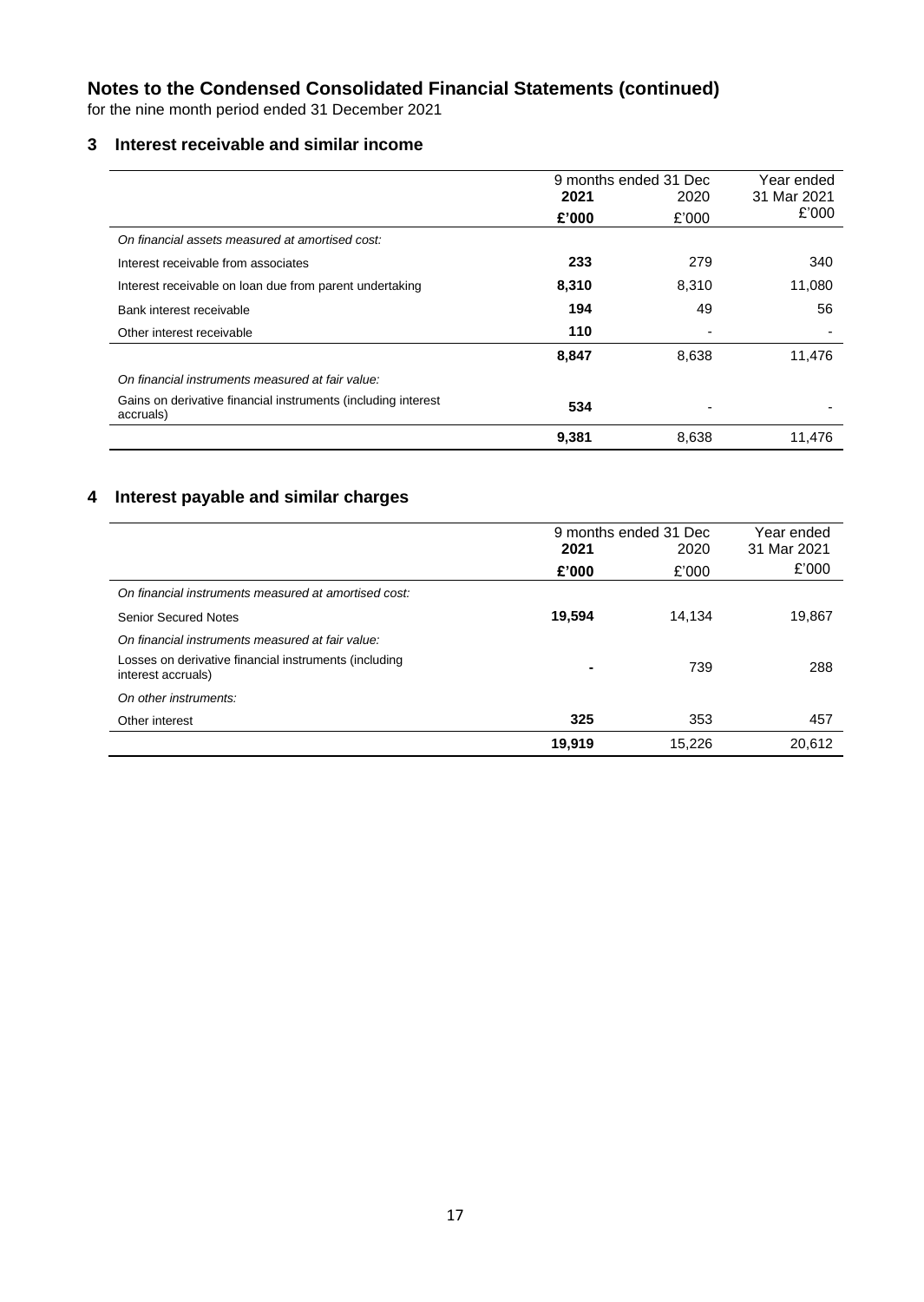# Notes to the Condensed Consolidated Financial Statements (continued)

for the nine month period ended 31 December 2021

## 3 Interest receivable and similar income

| | 9 months ended 31 Dec | | Year ended |
|---|---|---|---|
| | **2021** | 2020 | 31 Mar 2021 |
| | **£'000** | £'000 | £'000 |
| *On financial assets measured at amortised cost:* | | | |
| Interest receivable from associates | **233** | 279 | 340 |
| Interest receivable on loan due from parent undertaking | **8,310** | 8,310 | 11,080 |
| Bank interest receivable | **194** | 49 | 56 |
| Other interest receivable | **110** | - | - |
| | **8,847** | 8,638 | 11,476 |
| *On financial instruments measured at fair value:* | | | |
| Gains on derivative financial instruments (including interest accruals) | **534** | - | - |
| | **9,381** | 8,638 | 11,476 |

## 4 Interest payable and similar charges

| | 9 months ended 31 Dec | | Year ended |
|---|---|---|---|
| | **2021** | 2020 | 31 Mar 2021 |
| | **£'000** | £'000 | £'000 |
| *On financial instruments measured at amortised cost:* | | | |
| Senior Secured Notes | **19,594** | 14,134 | 19,867 |
| *On financial instruments measured at fair value:* | | | |
| Losses on derivative financial instruments (including interest accruals) | **-** | 739 | 288 |
| *On other instruments:* | | | |
| Other interest | **325** | 353 | 457 |
| | **19,919** | 15,226 | 20,612 |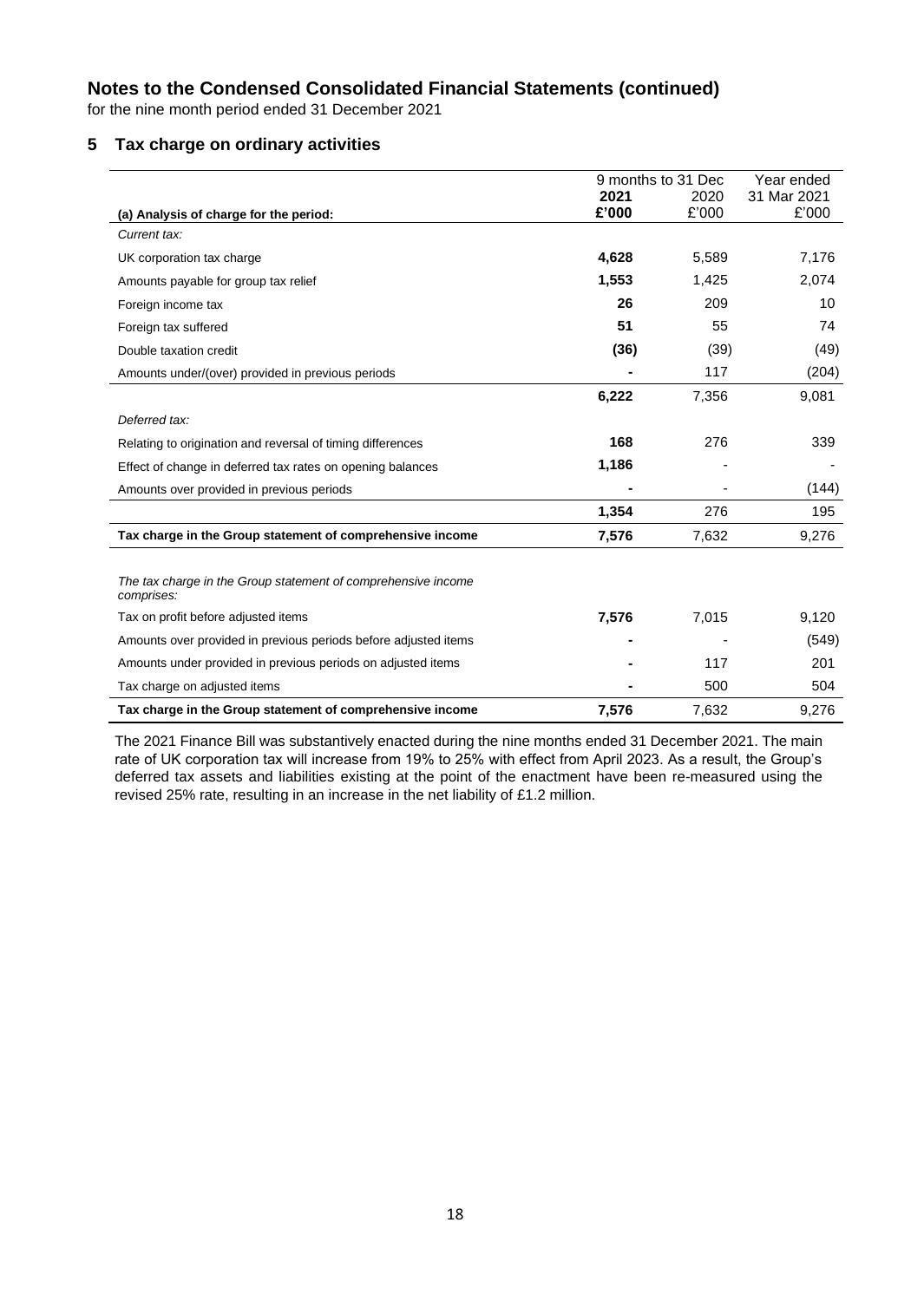# Notes to the Condensed Consolidated Financial Statements (continued)

for the nine month period ended 31 December 2021

## 5 Tax charge on ordinary activities

| | 9 months to 31 Dec | | Year ended |
|---|---|---|---|
| | **2021** | 2020 | 31 Mar 2021 |
| **(a) Analysis of charge for the period:** | **£'000** | £'000 | £'000 |
| *Current tax:* | | | |
| UK corporation tax charge | **4,628** | 5,589 | 7,176 |
| Amounts payable for group tax relief | **1,553** | 1,425 | 2,074 |
| Foreign income tax | **26** | 209 | 10 |
| Foreign tax suffered | **51** | 55 | 74 |
| Double taxation credit | **(36)** | (39) | (49) |
| Amounts under/(over) provided in previous periods | **-** | 117 | (204) |
| | **6,222** | 7,356 | 9,081 |
| *Deferred tax:* | | | |
| Relating to origination and reversal of timing differences | **168** | 276 | 339 |
| Effect of change in deferred tax rates on opening balances | **1,186** | - | - |
| Amounts over provided in previous periods | **-** | - | (144) |
| | **1,354** | 276 | 195 |
| **Tax charge in the Group statement of comprehensive income** | **7,576** | 7,632 | 9,276 |
| | | | |
| *The tax charge in the Group statement of comprehensive income comprises:* | | | |
| Tax on profit before adjusted items | **7,576** | 7,015 | 9,120 |
| Amounts over provided in previous periods before adjusted items | **-** | - | (549) |
| Amounts under provided in previous periods on adjusted items | **-** | 117 | 201 |
| Tax charge on adjusted items | **-** | 500 | 504 |
| **Tax charge in the Group statement of comprehensive income** | **7,576** | 7,632 | 9,276 |

The 2021 Finance Bill was substantively enacted during the nine months ended 31 December 2021. The main rate of UK corporation tax will increase from 19% to 25% with effect from April 2023. As a result, the Group's deferred tax assets and liabilities existing at the point of the enactment have been re-measured using the revised 25% rate, resulting in an increase in the net liability of £1.2 million.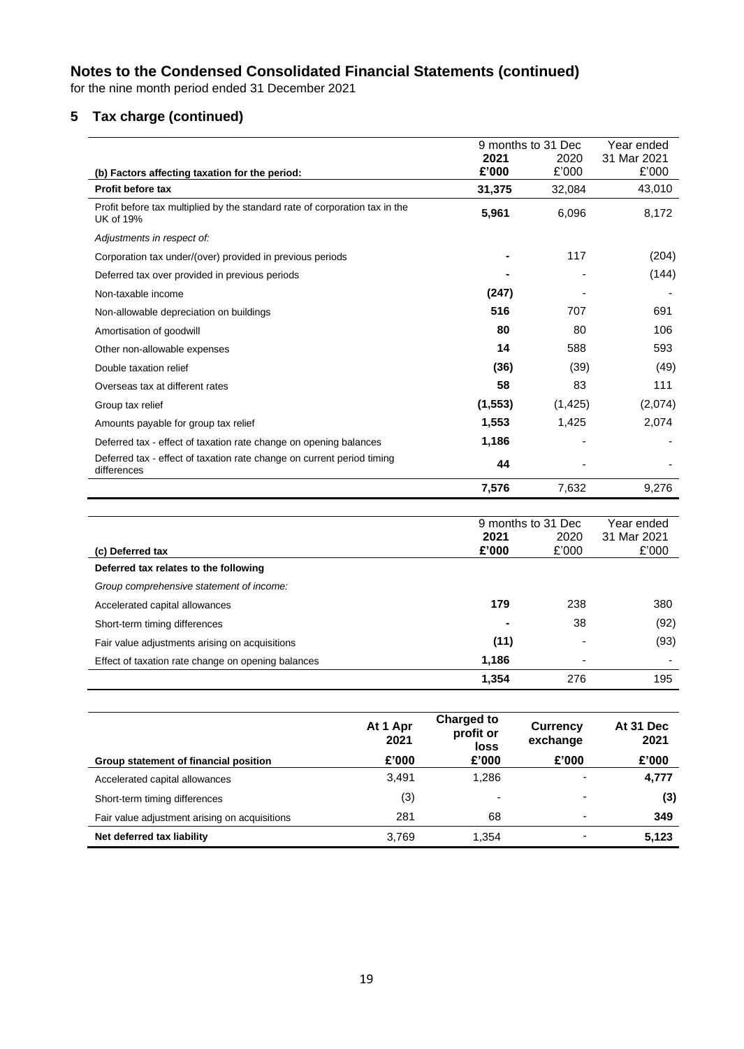# Notes to the Condensed Consolidated Financial Statements (continued)

for the nine month period ended 31 December 2021

## 5 Tax charge (continued)

| (b) Factors affecting taxation for the period: | 9 months to 31 Dec 2021 £'000 | 9 months to 31 Dec 2020 £'000 | Year ended 31 Mar 2021 £'000 |
|---|---|---|---|
| **Profit before tax** | **31,375** | 32,084 | 43,010 |
| Profit before tax multiplied by the standard rate of corporation tax in the UK of 19% | **5,961** | 6,096 | 8,172 |
| *Adjustments in respect of:* | | | |
| Corporation tax under/(over) provided in previous periods | **-** | 117 | (204) |
| Deferred tax over provided in previous periods | **-** | - | (144) |
| Non-taxable income | **(247)** | - | - |
| Non-allowable depreciation on buildings | **516** | 707 | 691 |
| Amortisation of goodwill | **80** | 80 | 106 |
| Other non-allowable expenses | **14** | 588 | 593 |
| Double taxation relief | **(36)** | (39) | (49) |
| Overseas tax at different rates | **58** | 83 | 111 |
| Group tax relief | **(1,553)** | (1,425) | (2,074) |
| Amounts payable for group tax relief | **1,553** | 1,425 | 2,074 |
| Deferred tax - effect of taxation rate change on opening balances | **1,186** | - | - |
| Deferred tax - effect of taxation rate change on current period timing differences | **44** | - | - |
| | **7,576** | 7,632 | 9,276 |

| (c) Deferred tax | 9 months to 31 Dec 2021 £'000 | 9 months to 31 Dec 2020 £'000 | Year ended 31 Mar 2021 £'000 |
|---|---|---|---|
| **Deferred tax relates to the following** | | | |
| *Group comprehensive statement of income:* | | | |
| Accelerated capital allowances | **179** | 238 | 380 |
| Short-term timing differences | **-** | 38 | (92) |
| Fair value adjustments arising on acquisitions | **(11)** | - | (93) |
| Effect of taxation rate change on opening balances | **1,186** | - | - |
| | **1,354** | 276 | 195 |

| Group statement of financial position | At 1 Apr 2021 £'000 | Charged to profit or loss £'000 | Currency exchange £'000 | At 31 Dec 2021 £'000 |
|---|---|---|---|---|
| Accelerated capital allowances | 3,491 | 1,286 | - | **4,777** |
| Short-term timing differences | (3) | - | - | **(3)** |
| Fair value adjustment arising on acquisitions | 281 | 68 | - | **349** |
| **Net deferred tax liability** | 3,769 | 1,354 | - | **5,123** |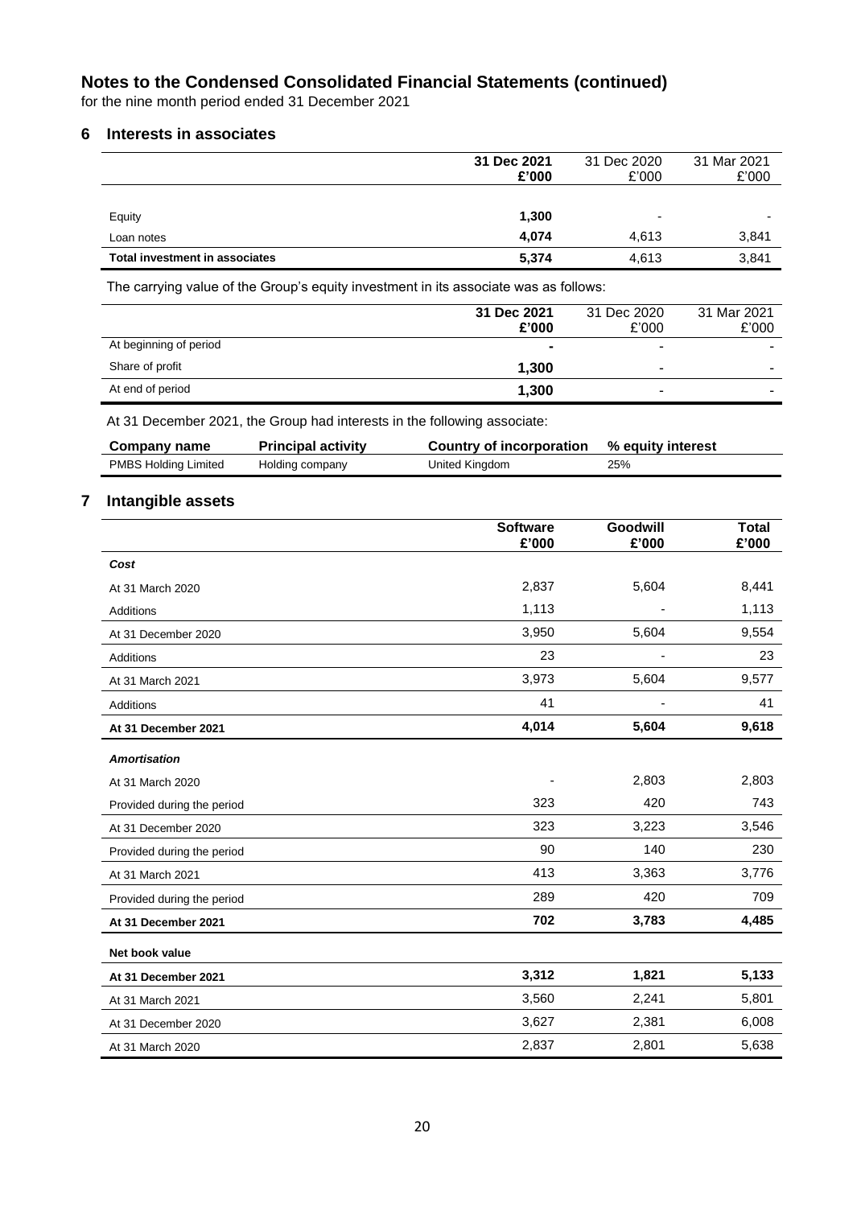# Notes to the Condensed Consolidated Financial Statements (continued)

for the nine month period ended 31 December 2021

## 6 Interests in associates

| | **31 Dec 2021 £'000** | 31 Dec 2020 £'000 | 31 Mar 2021 £'000 |
|---|---|---|---|
| Equity | **1,300** | - | - |
| Loan notes | **4,074** | 4,613 | 3,841 |
| **Total investment in associates** | **5,374** | 4,613 | 3,841 |

The carrying value of the Group's equity investment in its associate was as follows:

| | **31 Dec 2021 £'000** | 31 Dec 2020 £'000 | 31 Mar 2021 £'000 |
|---|---|---|---|
| At beginning of period | **-** | - | - |
| Share of profit | **1,300** | - | - |
| At end of period | **1,300** | - | - |

At 31 December 2021, the Group had interests in the following associate:

| **Company name** | **Principal activity** | **Country of incorporation** | **% equity interest** |
|---|---|---|---|
| PMBS Holding Limited | Holding company | United Kingdom | 25% |

## 7 Intangible assets

| | **Software £'000** | **Goodwill £'000** | **Total £'000** |
|---|---|---|---|
| ***Cost*** | | | |
| At 31 March 2020 | 2,837 | 5,604 | 8,441 |
| Additions | 1,113 | - | 1,113 |
| At 31 December 2020 | 3,950 | 5,604 | 9,554 |
| Additions | 23 | - | 23 |
| At 31 March 2021 | 3,973 | 5,604 | 9,577 |
| Additions | 41 | - | 41 |
| **At 31 December 2021** | **4,014** | **5,604** | **9,618** |
| ***Amortisation*** | | | |
| At 31 March 2020 | - | 2,803 | 2,803 |
| Provided during the period | 323 | 420 | 743 |
| At 31 December 2020 | 323 | 3,223 | 3,546 |
| Provided during the period | 90 | 140 | 230 |
| At 31 March 2021 | 413 | 3,363 | 3,776 |
| Provided during the period | 289 | 420 | 709 |
| **At 31 December 2021** | **702** | **3,783** | **4,485** |
| **Net book value** | | | |
| **At 31 December 2021** | **3,312** | **1,821** | **5,133** |
| At 31 March 2021 | 3,560 | 2,241 | 5,801 |
| At 31 December 2020 | 3,627 | 2,381 | 6,008 |
| At 31 March 2020 | 2,837 | 2,801 | 5,638 |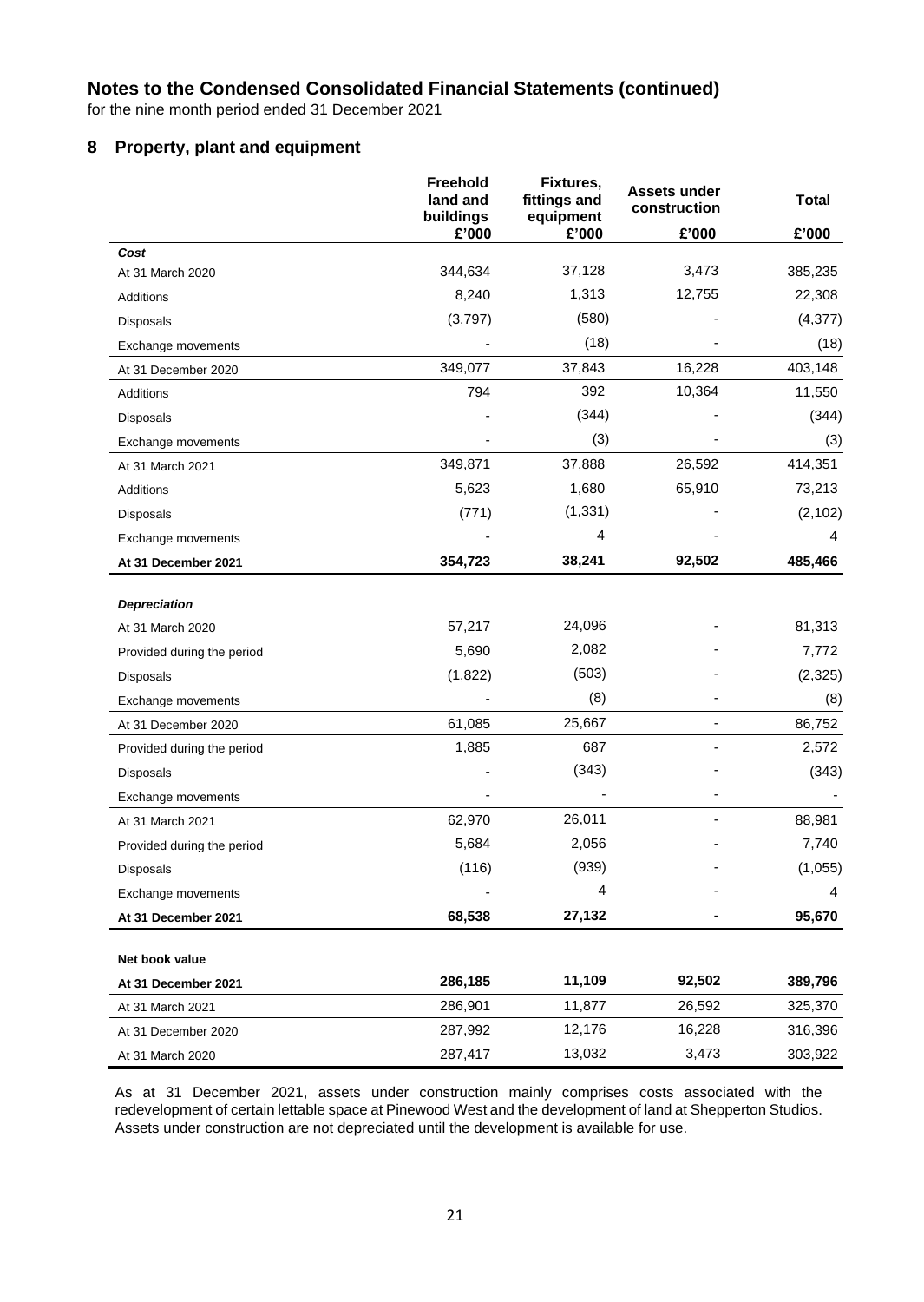# Notes to the Condensed Consolidated Financial Statements (continued)

for the nine month period ended 31 December 2021

## 8 Property, plant and equipment

| | Freehold land and buildings | Fixtures, fittings and equipment | Assets under construction | Total |
|---|---|---|---|---|
| | £'000 | £'000 | £'000 | £'000 |
| ***Cost*** | | | | |
| At 31 March 2020 | 344,634 | 37,128 | 3,473 | 385,235 |
| Additions | 8,240 | 1,313 | 12,755 | 22,308 |
| Disposals | (3,797) | (580) | - | (4,377) |
| Exchange movements | - | (18) | - | (18) |
| At 31 December 2020 | 349,077 | 37,843 | 16,228 | 403,148 |
| Additions | 794 | 392 | 10,364 | 11,550 |
| Disposals | - | (344) | - | (344) |
| Exchange movements | - | (3) | - | (3) |
| At 31 March 2021 | 349,871 | 37,888 | 26,592 | 414,351 |
| Additions | 5,623 | 1,680 | 65,910 | 73,213 |
| Disposals | (771) | (1,331) | - | (2,102) |
| Exchange movements | - | 4 | - | 4 |
| **At 31 December 2021** | **354,723** | **38,241** | **92,502** | **485,466** |
| ***Depreciation*** | | | | |
| At 31 March 2020 | 57,217 | 24,096 | - | 81,313 |
| Provided during the period | 5,690 | 2,082 | - | 7,772 |
| Disposals | (1,822) | (503) | - | (2,325) |
| Exchange movements | - | (8) | - | (8) |
| At 31 December 2020 | 61,085 | 25,667 | - | 86,752 |
| Provided during the period | 1,885 | 687 | - | 2,572 |
| Disposals | - | (343) | - | (343) |
| Exchange movements | - | - | - | - |
| At 31 March 2021 | 62,970 | 26,011 | - | 88,981 |
| Provided during the period | 5,684 | 2,056 | - | 7,740 |
| Disposals | (116) | (939) | - | (1,055) |
| Exchange movements | - | 4 | - | 4 |
| **At 31 December 2021** | **68,538** | **27,132** | **-** | **95,670** |
| **Net book value** | | | | |
| **At 31 December 2021** | **286,185** | **11,109** | **92,502** | **389,796** |
| At 31 March 2021 | 286,901 | 11,877 | 26,592 | 325,370 |
| At 31 December 2020 | 287,992 | 12,176 | 16,228 | 316,396 |
| At 31 March 2020 | 287,417 | 13,032 | 3,473 | 303,922 |

As at 31 December 2021, assets under construction mainly comprises costs associated with the redevelopment of certain lettable space at Pinewood West and the development of land at Shepperton Studios. Assets under construction are not depreciated until the development is available for use.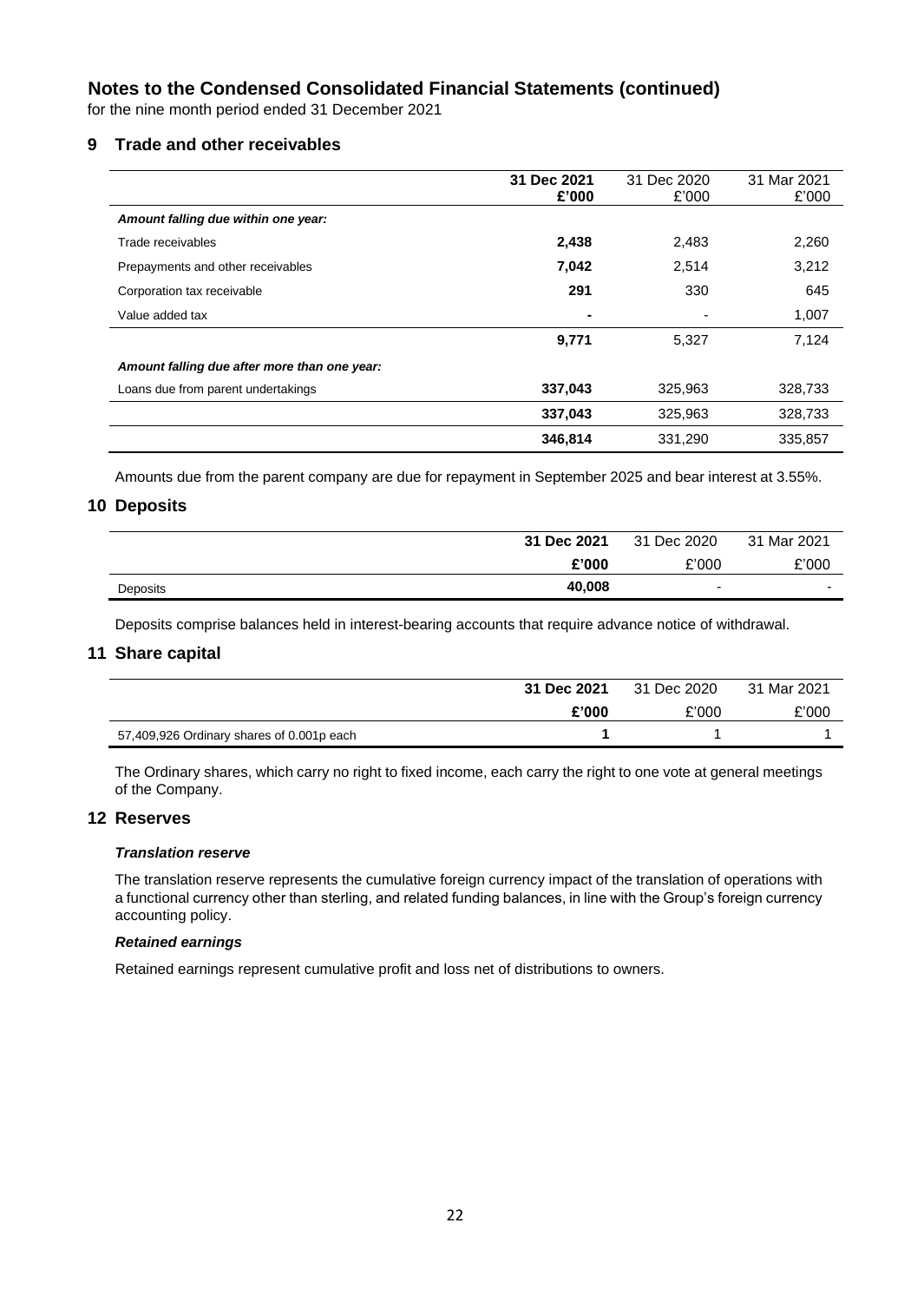# Notes to the Condensed Consolidated Financial Statements (continued)

for the nine month period ended 31 December 2021

## 9 Trade and other receivables

| | **31 Dec 2021 £'000** | 31 Dec 2020 £'000 | 31 Mar 2021 £'000 |
|---|---|---|---|
| ***Amount falling due within one year:*** | | | |
| Trade receivables | **2,438** | 2,483 | 2,260 |
| Prepayments and other receivables | **7,042** | 2,514 | 3,212 |
| Corporation tax receivable | **291** | 330 | 645 |
| Value added tax | **-** | - | 1,007 |
| | **9,771** | 5,327 | 7,124 |
| ***Amount falling due after more than one year:*** | | | |
| Loans due from parent undertakings | **337,043** | 325,963 | 328,733 |
| | **337,043** | 325,963 | 328,733 |
| | **346,814** | 331,290 | 335,857 |

Amounts due from the parent company are due for repayment in September 2025 and bear interest at 3.55%.

## 10 Deposits

| | **31 Dec 2021** | 31 Dec 2020 | 31 Mar 2021 |
|---|---|---|---|
| | **£'000** | £'000 | £'000 |
| Deposits | **40,008** | - | - |

Deposits comprise balances held in interest-bearing accounts that require advance notice of withdrawal.

## 11 Share capital

| | **31 Dec 2021** | 31 Dec 2020 | 31 Mar 2021 |
|---|---|---|---|
| | **£'000** | £'000 | £'000 |
| 57,409,926 Ordinary shares of 0.001p each | **1** | 1 | 1 |

The Ordinary shares, which carry no right to fixed income, each carry the right to one vote at general meetings of the Company.

## 12 Reserves

### *Translation reserve*

The translation reserve represents the cumulative foreign currency impact of the translation of operations with a functional currency other than sterling, and related funding balances, in line with the Group's foreign currency accounting policy.

### *Retained earnings*

Retained earnings represent cumulative profit and loss net of distributions to owners.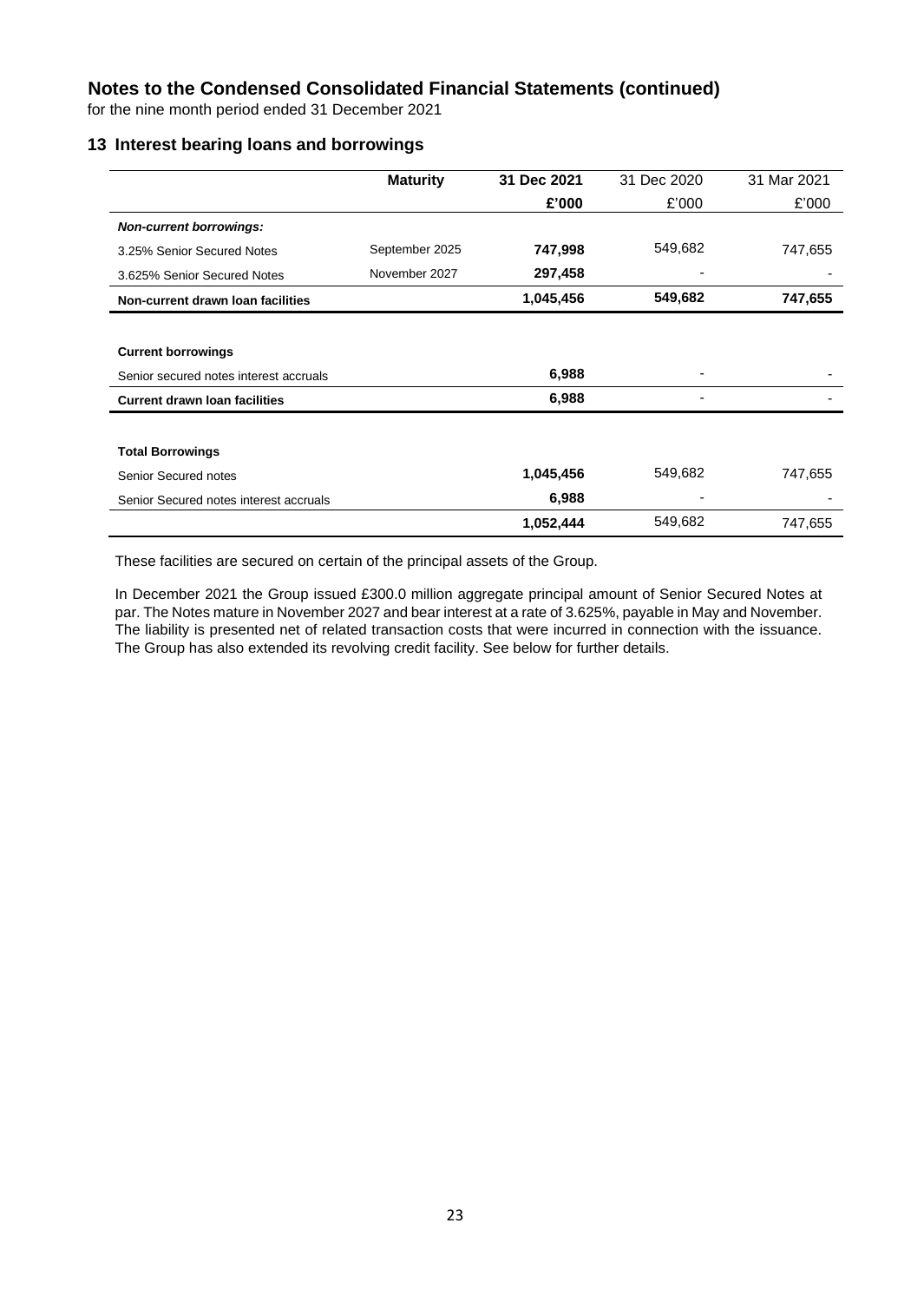# Notes to the Condensed Consolidated Financial Statements (continued)

for the nine month period ended 31 December 2021

## 13 Interest bearing loans and borrowings

| | Maturity | 31 Dec 2021 | 31 Dec 2020 | 31 Mar 2021 |
|---|---|---|---|---|
| | | **£'000** | £'000 | £'000 |
| ***Non-current borrowings:*** | | | | |
| 3.25% Senior Secured Notes | September 2025 | **747,998** | 549,682 | 747,655 |
| 3.625% Senior Secured Notes | November 2027 | **297,458** | - | - |
| **Non-current drawn loan facilities** | | **1,045,456** | **549,682** | **747,655** |
| | | | | |
| **Current borrowings** | | | | |
| Senior secured notes interest accruals | | **6,988** | - | - |
| **Current drawn loan facilities** | | **6,988** | - | - |
| | | | | |
| **Total Borrowings** | | | | |
| Senior Secured notes | | **1,045,456** | 549,682 | 747,655 |
| Senior Secured notes interest accruals | | **6,988** | - | - |
| | | **1,052,444** | 549,682 | 747,655 |

These facilities are secured on certain of the principal assets of the Group.

In December 2021 the Group issued £300.0 million aggregate principal amount of Senior Secured Notes at par. The Notes mature in November 2027 and bear interest at a rate of 3.625%, payable in May and November. The liability is presented net of related transaction costs that were incurred in connection with the issuance. The Group has also extended its revolving credit facility. See below for further details.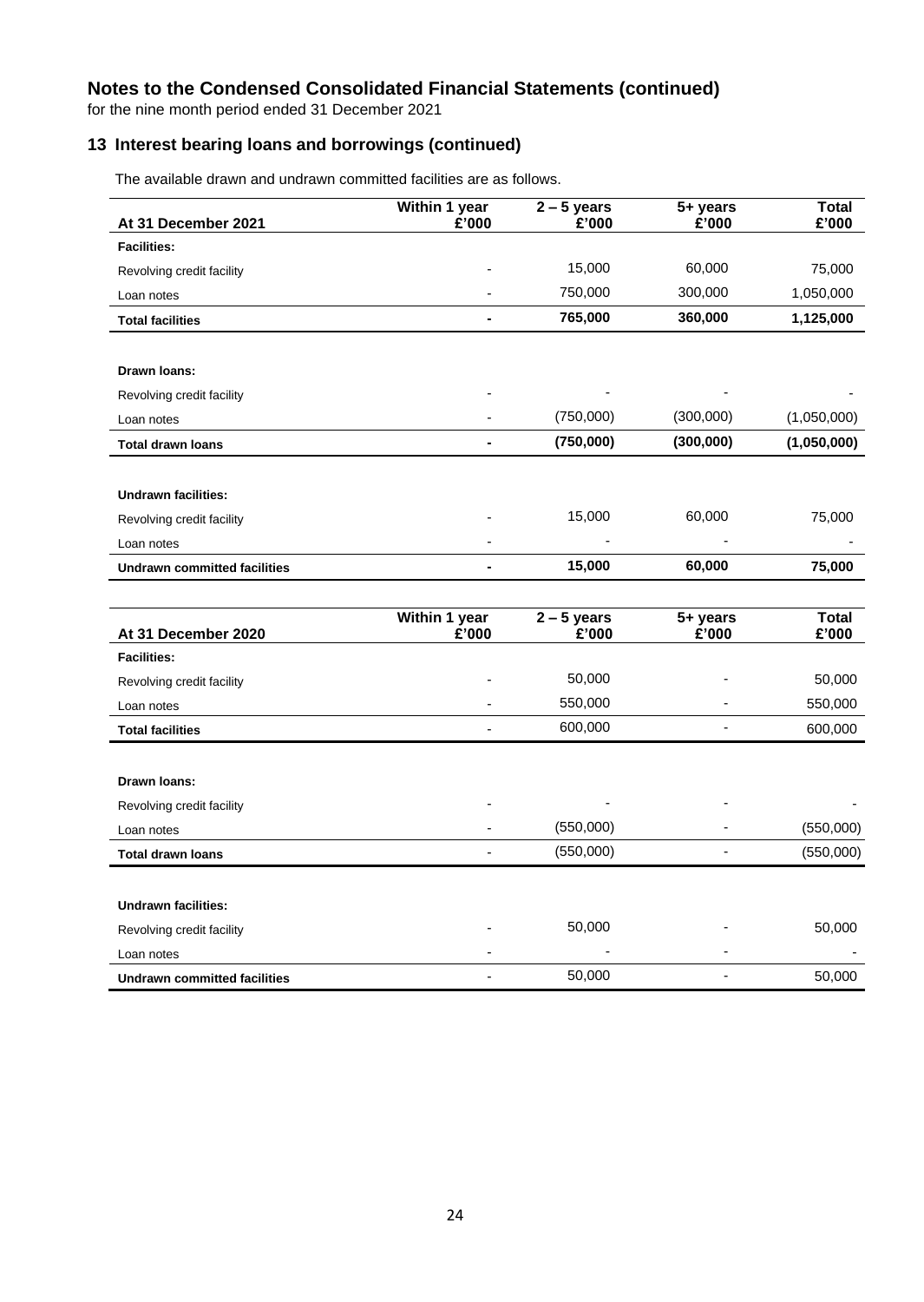# Notes to the Condensed Consolidated Financial Statements (continued)

for the nine month period ended 31 December 2021

## 13 Interest bearing loans and borrowings (continued)

The available drawn and undrawn committed facilities are as follows.

| At 31 December 2021 | Within 1 year £'000 | 2 – 5 years £'000 | 5+ years £'000 | Total £'000 |
|---|---|---|---|---|
| **Facilities:** | | | | |
| Revolving credit facility | - | 15,000 | 60,000 | 75,000 |
| Loan notes | - | 750,000 | 300,000 | 1,050,000 |
| **Total facilities** | **-** | **765,000** | **360,000** | **1,125,000** |
| | | | | |
| **Drawn loans:** | | | | |
| Revolving credit facility | - | - | - | - |
| Loan notes | - | (750,000) | (300,000) | (1,050,000) |
| **Total drawn loans** | **-** | **(750,000)** | **(300,000)** | **(1,050,000)** |
| | | | | |
| **Undrawn facilities:** | | | | |
| Revolving credit facility | - | 15,000 | 60,000 | 75,000 |
| Loan notes | - | - | - | - |
| **Undrawn committed facilities** | **-** | **15,000** | **60,000** | **75,000** |

| At 31 December 2020 | Within 1 year £'000 | 2 – 5 years £'000 | 5+ years £'000 | Total £'000 |
|---|---|---|---|---|
| **Facilities:** | | | | |
| Revolving credit facility | - | 50,000 | - | 50,000 |
| Loan notes | - | 550,000 | - | 550,000 |
| **Total facilities** | - | 600,000 | - | 600,000 |
| | | | | |
| **Drawn loans:** | | | | |
| Revolving credit facility | - | - | - | - |
| Loan notes | - | (550,000) | - | (550,000) |
| **Total drawn loans** | - | (550,000) | - | (550,000) |
| | | | | |
| **Undrawn facilities:** | | | | |
| Revolving credit facility | - | 50,000 | - | 50,000 |
| Loan notes | - | - | - | - |
| **Undrawn committed facilities** | - | 50,000 | - | 50,000 |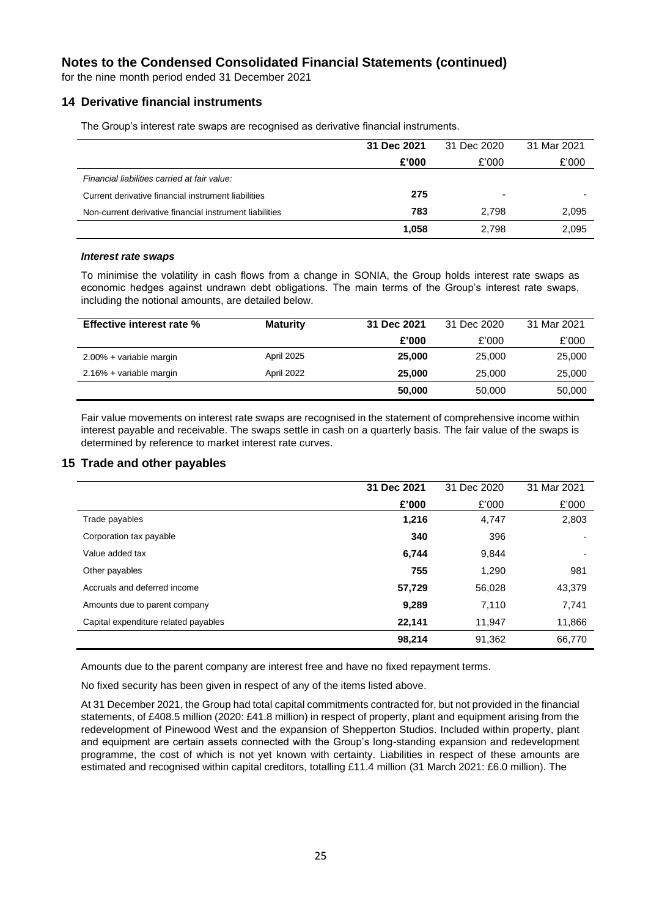# Notes to the Condensed Consolidated Financial Statements (continued)

for the nine month period ended 31 December 2021

## 14 Derivative financial instruments

The Group's interest rate swaps are recognised as derivative financial instruments.

| | 31 Dec 2021 | 31 Dec 2020 | 31 Mar 2021 |
|---|---|---|---|
| | **£'000** | £'000 | £'000 |
| *Financial liabilities carried at fair value:* | | | |
| Current derivative financial instrument liabilities | **275** | - | - |
| Non-current derivative financial instrument liabilities | **783** | 2,798 | 2,095 |
| | **1,058** | 2,798 | 2,095 |

### *Interest rate swaps*

To minimise the volatility in cash flows from a change in SONIA, the Group holds interest rate swaps as economic hedges against undrawn debt obligations. The main terms of the Group's interest rate swaps, including the notional amounts, are detailed below.

| Effective interest rate % | Maturity | 31 Dec 2021 | 31 Dec 2020 | 31 Mar 2021 |
|---|---|---|---|---|
| | | **£'000** | £'000 | £'000 |
| 2.00% + variable margin | April 2025 | **25,000** | 25,000 | 25,000 |
| 2.16% + variable margin | April 2022 | **25,000** | 25,000 | 25,000 |
| | | **50,000** | 50,000 | 50,000 |

Fair value movements on interest rate swaps are recognised in the statement of comprehensive income within interest payable and receivable. The swaps settle in cash on a quarterly basis. The fair value of the swaps is determined by reference to market interest rate curves.

## 15 Trade and other payables

| | 31 Dec 2021 | 31 Dec 2020 | 31 Mar 2021 |
|---|---|---|---|
| | **£'000** | £'000 | £'000 |
| Trade payables | **1,216** | 4,747 | 2,803 |
| Corporation tax payable | **340** | 396 | - |
| Value added tax | **6,744** | 9,844 | - |
| Other payables | **755** | 1,290 | 981 |
| Accruals and deferred income | **57,729** | 56,028 | 43,379 |
| Amounts due to parent company | **9,289** | 7,110 | 7,741 |
| Capital expenditure related payables | **22,141** | 11,947 | 11,866 |
| | **98,214** | 91,362 | 66,770 |

Amounts due to the parent company are interest free and have no fixed repayment terms.

No fixed security has been given in respect of any of the items listed above.

At 31 December 2021, the Group had total capital commitments contracted for, but not provided in the financial statements, of £408.5 million (2020: £41.8 million) in respect of property, plant and equipment arising from the redevelopment of Pinewood West and the expansion of Shepperton Studios. Included within property, plant and equipment are certain assets connected with the Group's long-standing expansion and redevelopment programme, the cost of which is not yet known with certainty. Liabilities in respect of these amounts are estimated and recognised within capital creditors, totalling £11.4 million (31 March 2021: £6.0 million). The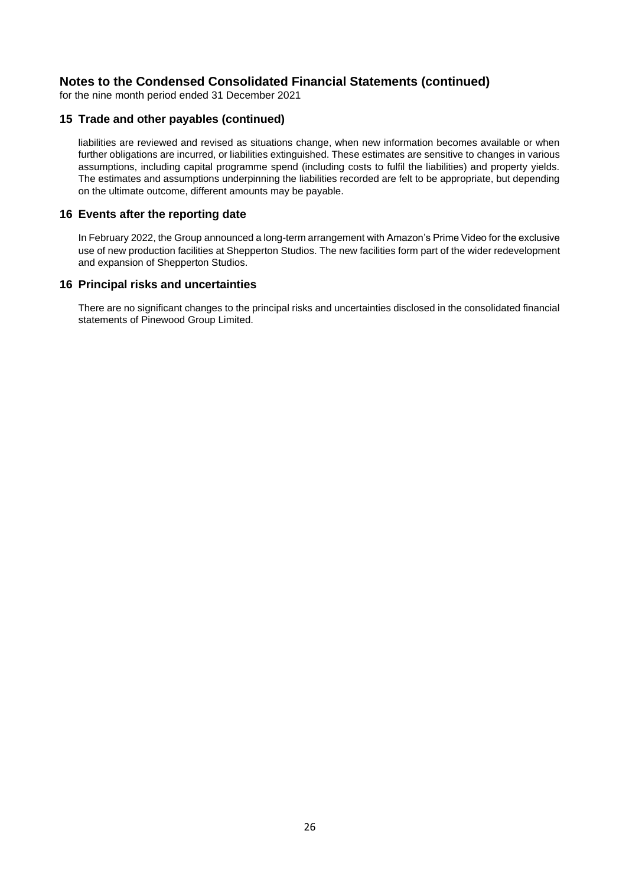## Notes to the Condensed Consolidated Financial Statements (continued)

for the nine month period ended 31 December 2021

### 15 Trade and other payables (continued)

liabilities are reviewed and revised as situations change, when new information becomes available or when further obligations are incurred, or liabilities extinguished. These estimates are sensitive to changes in various assumptions, including capital programme spend (including costs to fulfil the liabilities) and property yields. The estimates and assumptions underpinning the liabilities recorded are felt to be appropriate, but depending on the ultimate outcome, different amounts may be payable.

### 16 Events after the reporting date

In February 2022, the Group announced a long-term arrangement with Amazon's Prime Video for the exclusive use of new production facilities at Shepperton Studios. The new facilities form part of the wider redevelopment and expansion of Shepperton Studios.

### 16 Principal risks and uncertainties

There are no significant changes to the principal risks and uncertainties disclosed in the consolidated financial statements of Pinewood Group Limited.